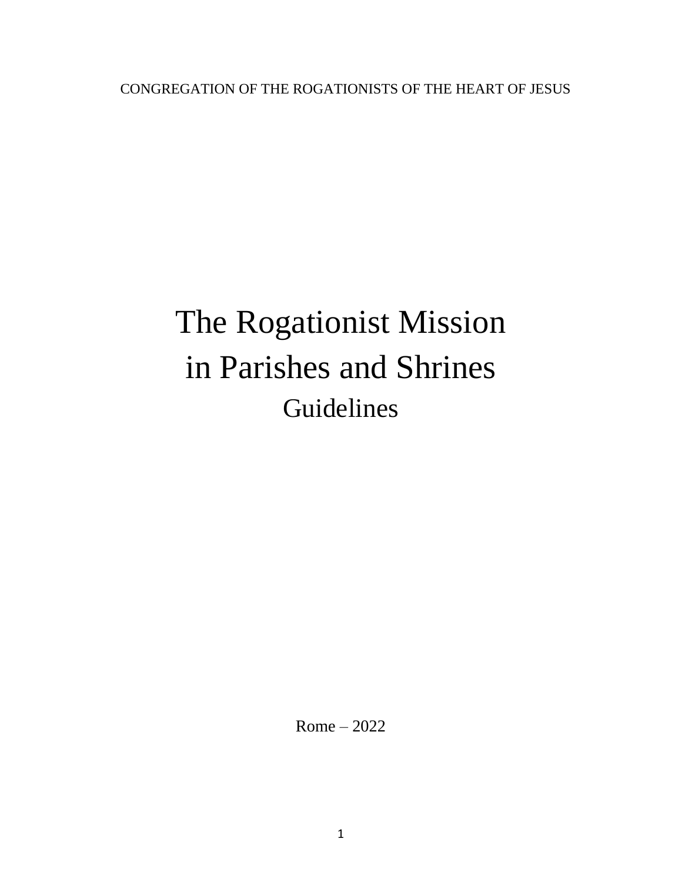CONGREGATION OF THE ROGATIONISTS OF THE HEART OF JESUS

# The Rogationist Mission in Parishes and Shrines

## Guidelines

Rome – 2022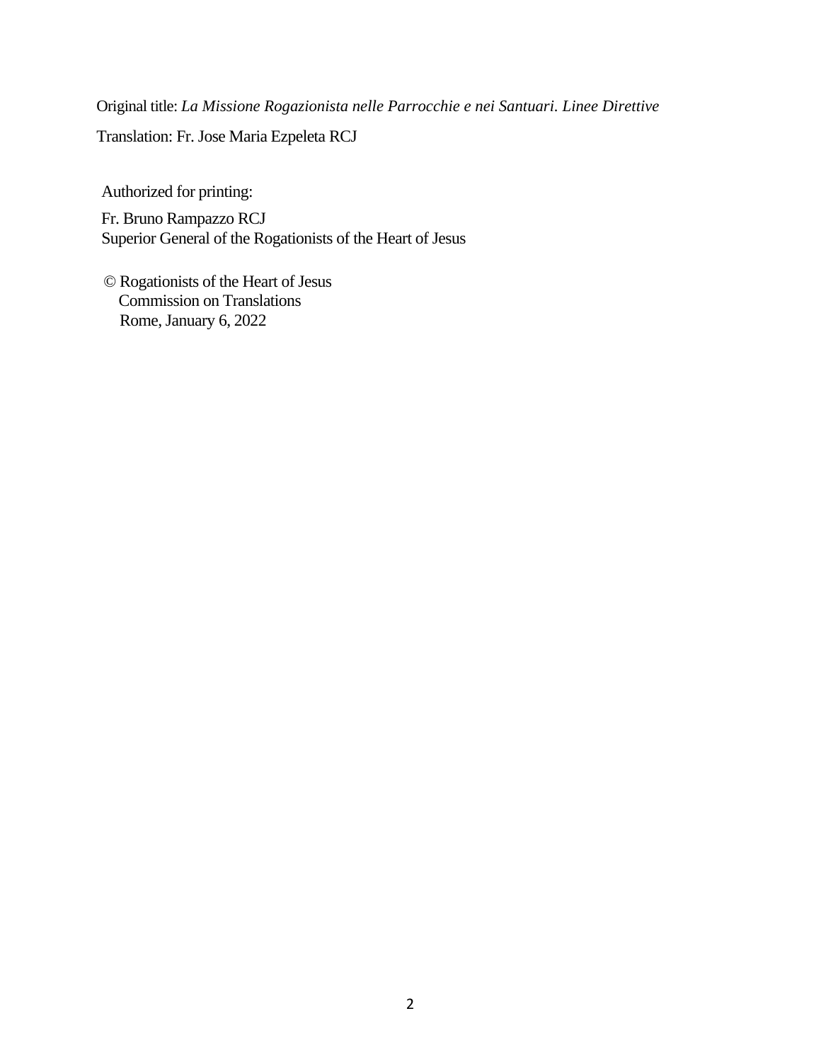Original title: *La Missione Rogazionista nelle Parrocchie e nei Santuari. Linee Direttive*

Translation: Fr. Jose Maria Ezpeleta RCJ

Authorized for printing:

Fr. Bruno Rampazzo RCJ
Superior General of the Rogationists of the Heart of Jesus

© Rogationists of the Heart of Jesus
Commission on Translations
Rome, January 6, 2022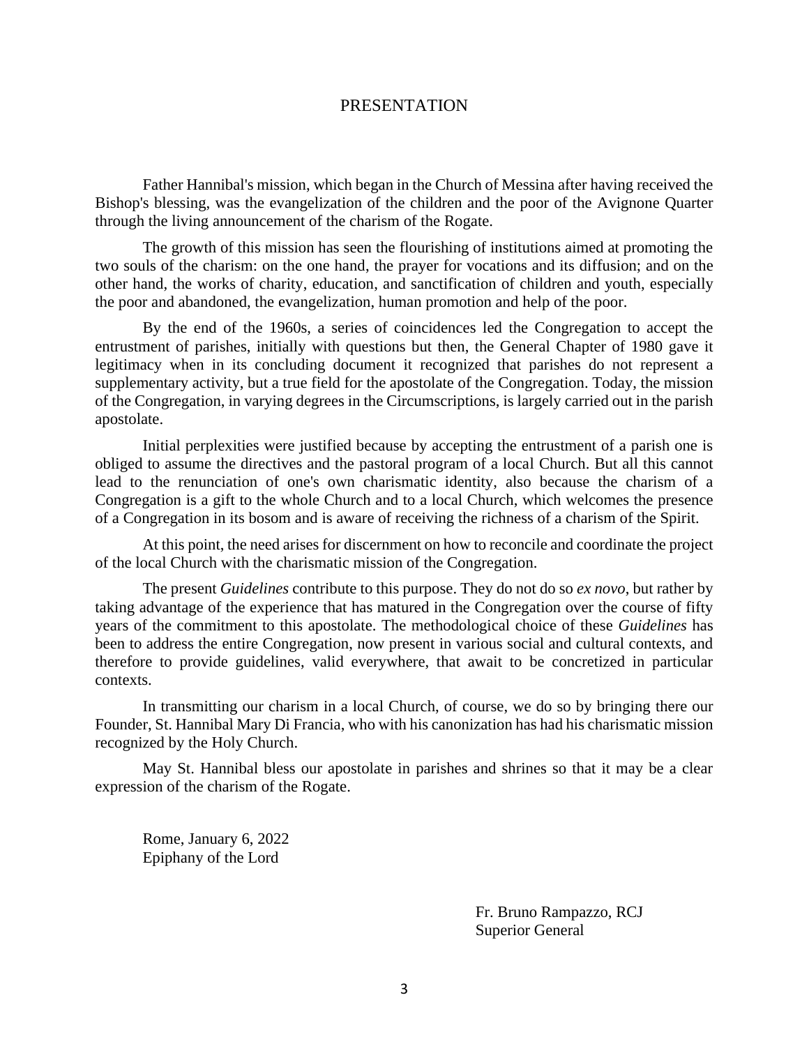# PRESENTATION

Father Hannibal's mission, which began in the Church of Messina after having received the Bishop's blessing, was the evangelization of the children and the poor of the Avignone Quarter through the living announcement of the charism of the Rogate.

The growth of this mission has seen the flourishing of institutions aimed at promoting the two souls of the charism: on the one hand, the prayer for vocations and its diffusion; and on the other hand, the works of charity, education, and sanctification of children and youth, especially the poor and abandoned, the evangelization, human promotion and help of the poor.

By the end of the 1960s, a series of coincidences led the Congregation to accept the entrustment of parishes, initially with questions but then, the General Chapter of 1980 gave it legitimacy when in its concluding document it recognized that parishes do not represent a supplementary activity, but a true field for the apostolate of the Congregation. Today, the mission of the Congregation, in varying degrees in the Circumscriptions, is largely carried out in the parish apostolate.

Initial perplexities were justified because by accepting the entrustment of a parish one is obliged to assume the directives and the pastoral program of a local Church. But all this cannot lead to the renunciation of one's own charismatic identity, also because the charism of a Congregation is a gift to the whole Church and to a local Church, which welcomes the presence of a Congregation in its bosom and is aware of receiving the richness of a charism of the Spirit.

At this point, the need arises for discernment on how to reconcile and coordinate the project of the local Church with the charismatic mission of the Congregation.

The present *Guidelines* contribute to this purpose. They do not do so *ex novo*, but rather by taking advantage of the experience that has matured in the Congregation over the course of fifty years of the commitment to this apostolate. The methodological choice of these *Guidelines* has been to address the entire Congregation, now present in various social and cultural contexts, and therefore to provide guidelines, valid everywhere, that await to be concretized in particular contexts.

In transmitting our charism in a local Church, of course, we do so by bringing there our Founder, St. Hannibal Mary Di Francia, who with his canonization has had his charismatic mission recognized by the Holy Church.

May St. Hannibal bless our apostolate in parishes and shrines so that it may be a clear expression of the charism of the Rogate.

Rome, January 6, 2022
Epiphany of the Lord

Fr. Bruno Rampazzo, RCJ
Superior General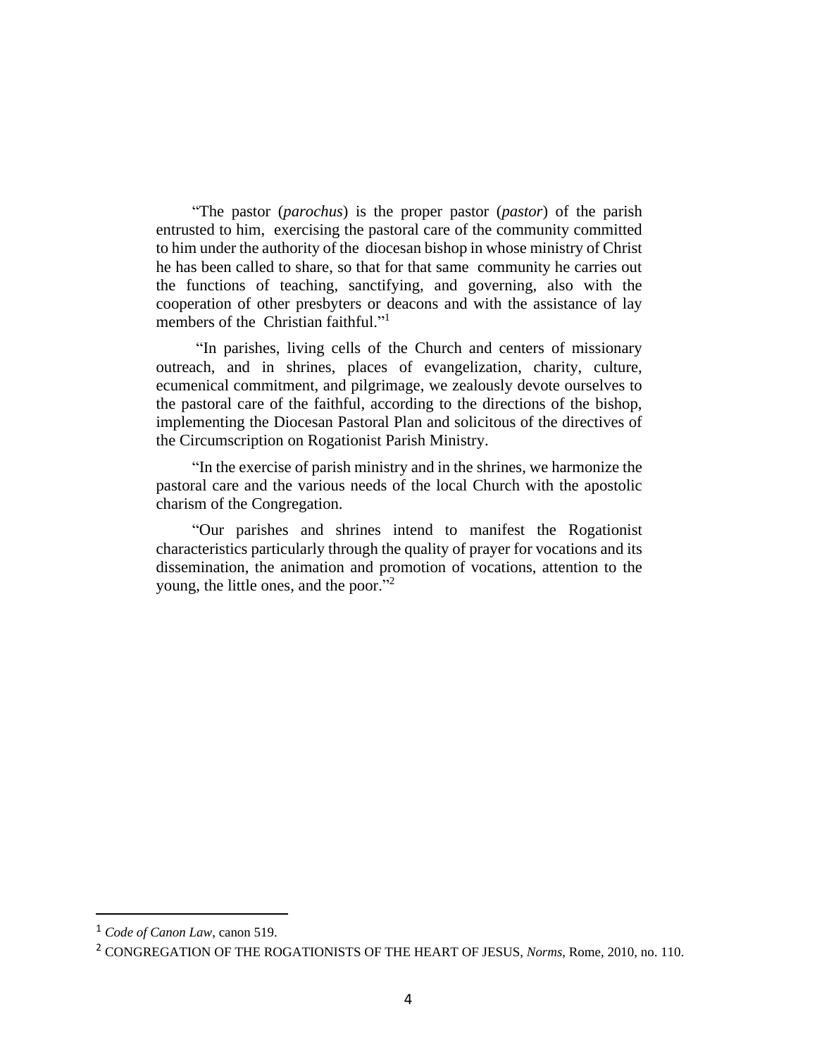"The pastor (*parochus*) is the proper pastor (*pastor*) of the parish entrusted to him, exercising the pastoral care of the community committed to him under the authority of the diocesan bishop in whose ministry of Christ he has been called to share, so that for that same community he carries out the functions of teaching, sanctifying, and governing, also with the cooperation of other presbyters or deacons and with the assistance of lay members of the Christian faithful."[1]

"In parishes, living cells of the Church and centers of missionary outreach, and in shrines, places of evangelization, charity, culture, ecumenical commitment, and pilgrimage, we zealously devote ourselves to the pastoral care of the faithful, according to the directions of the bishop, implementing the Diocesan Pastoral Plan and solicitous of the directives of the Circumscription on Rogationist Parish Ministry.

"In the exercise of parish ministry and in the shrines, we harmonize the pastoral care and the various needs of the local Church with the apostolic charism of the Congregation.

"Our parishes and shrines intend to manifest the Rogationist characteristics particularly through the quality of prayer for vocations and its dissemination, the animation and promotion of vocations, attention to the young, the little ones, and the poor."[2]

---

[1] *Code of Canon Law*, canon 519.

[2] CONGREGATION OF THE ROGATIONISTS OF THE HEART OF JESUS, *Norms*, Rome, 2010, no. 110.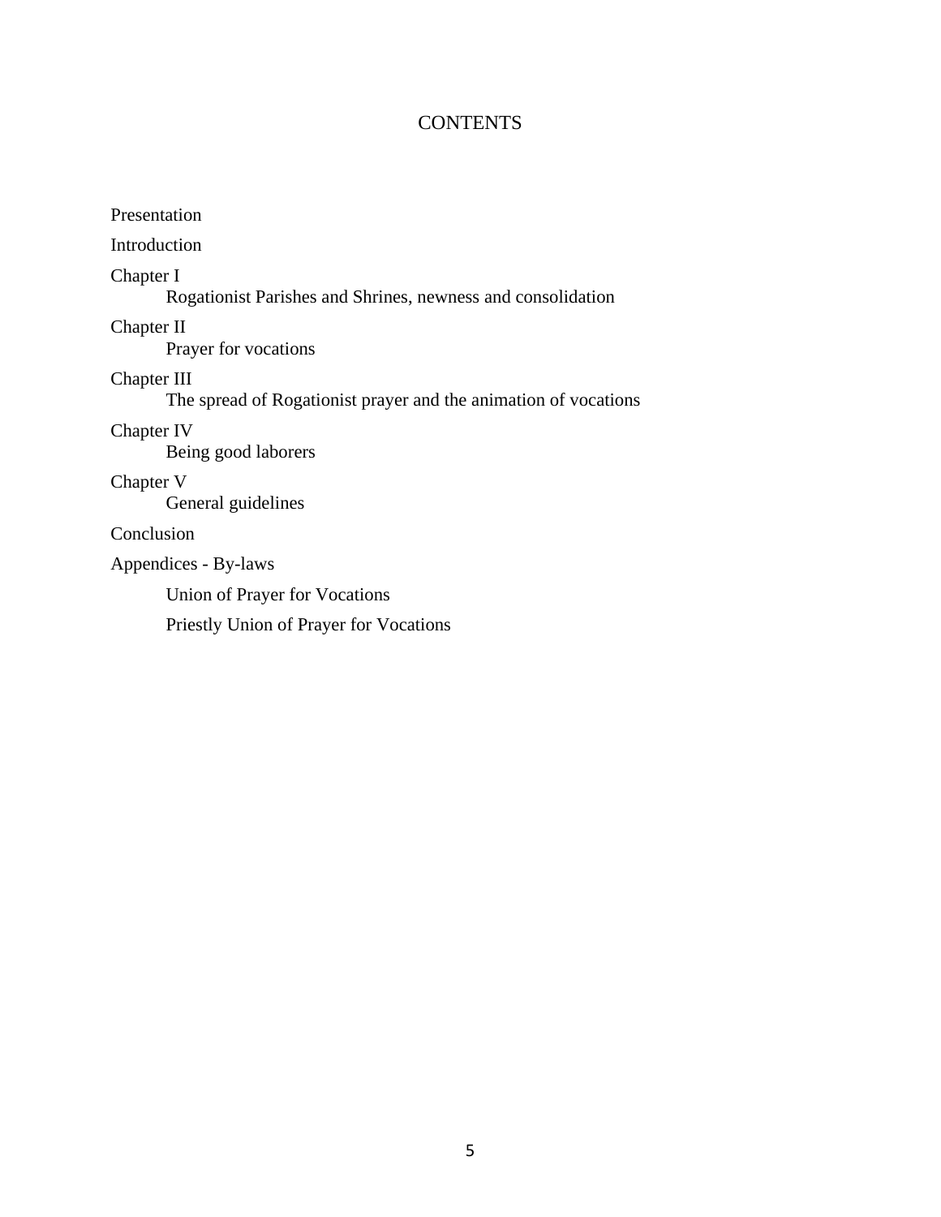# CONTENTS

Presentation

Introduction

Chapter I
    Rogationist Parishes and Shrines, newness and consolidation

Chapter II
    Prayer for vocations

Chapter III
    The spread of Rogationist prayer and the animation of vocations

Chapter IV
    Being good laborers

Chapter V
    General guidelines

Conclusion

Appendices - By-laws

    Union of Prayer for Vocations

    Priestly Union of Prayer for Vocations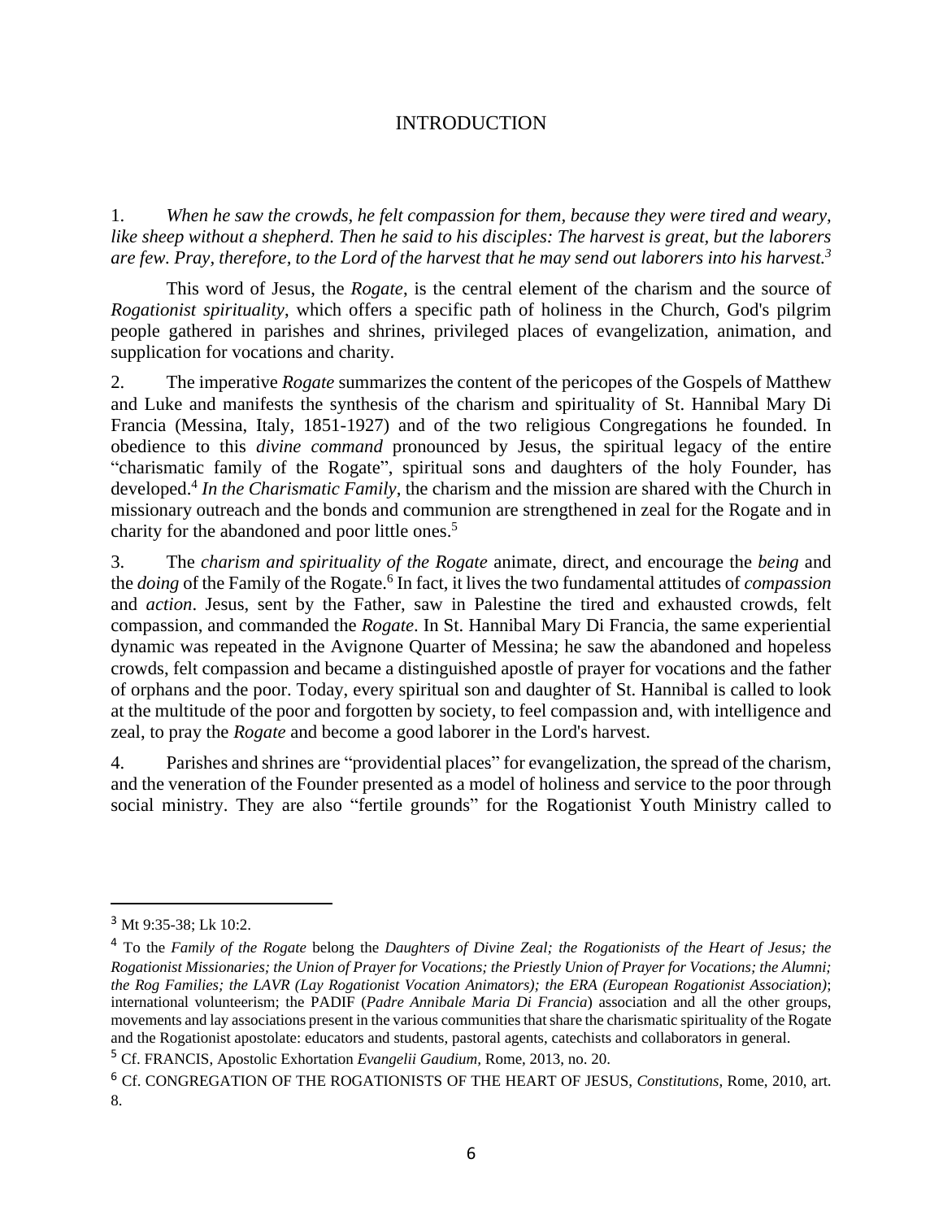# INTRODUCTION

1. *When he saw the crowds, he felt compassion for them, because they were tired and weary, like sheep without a shepherd. Then he said to his disciples: The harvest is great, but the laborers are few. Pray, therefore, to the Lord of the harvest that he may send out laborers into his harvest.*[3]

This word of Jesus, the *Rogate*, is the central element of the charism and the source of *Rogationist spirituality*, which offers a specific path of holiness in the Church, God's pilgrim people gathered in parishes and shrines, privileged places of evangelization, animation, and supplication for vocations and charity.

2. The imperative *Rogate* summarizes the content of the pericopes of the Gospels of Matthew and Luke and manifests the synthesis of the charism and spirituality of St. Hannibal Mary Di Francia (Messina, Italy, 1851-1927) and of the two religious Congregations he founded. In obedience to this *divine command* pronounced by Jesus, the spiritual legacy of the entire "charismatic family of the Rogate", spiritual sons and daughters of the holy Founder, has developed.[4] *In the Charismatic Family*, the charism and the mission are shared with the Church in missionary outreach and the bonds and communion are strengthened in zeal for the Rogate and in charity for the abandoned and poor little ones.[5]

3. The *charism and spirituality of the Rogate* animate, direct, and encourage the *being* and the *doing* of the Family of the Rogate.[6] In fact, it lives the two fundamental attitudes of *compassion* and *action*. Jesus, sent by the Father, saw in Palestine the tired and exhausted crowds, felt compassion, and commanded the *Rogate*. In St. Hannibal Mary Di Francia, the same experiential dynamic was repeated in the Avignone Quarter of Messina; he saw the abandoned and hopeless crowds, felt compassion and became a distinguished apostle of prayer for vocations and the father of orphans and the poor. Today, every spiritual son and daughter of St. Hannibal is called to look at the multitude of the poor and forgotten by society, to feel compassion and, with intelligence and zeal, to pray the *Rogate* and become a good laborer in the Lord's harvest.

4. Parishes and shrines are "providential places" for evangelization, the spread of the charism, and the veneration of the Founder presented as a model of holiness and service to the poor through social ministry. They are also "fertile grounds" for the Rogationist Youth Ministry called to

---

[3] Mt 9:35-38; Lk 10:2.

[4] To the *Family of the Rogate* belong the *Daughters of Divine Zeal; the Rogationists of the Heart of Jesus; the Rogationist Missionaries; the Union of Prayer for Vocations; the Priestly Union of Prayer for Vocations; the Alumni; the Rog Families; the LAVR (Lay Rogationist Vocation Animators); the ERA (European Rogationist Association)*; international volunteerism; the PADIF (*Padre Annibale Maria Di Francia*) association and all the other groups, movements and lay associations present in the various communities that share the charismatic spirituality of the Rogate and the Rogationist apostolate: educators and students, pastoral agents, catechists and collaborators in general.

[5] Cf. FRANCIS, Apostolic Exhortation *Evangelii Gaudium*, Rome, 2013, no. 20.

[6] Cf. CONGREGATION OF THE ROGATIONISTS OF THE HEART OF JESUS, *Constitutions*, Rome, 2010, art. 8.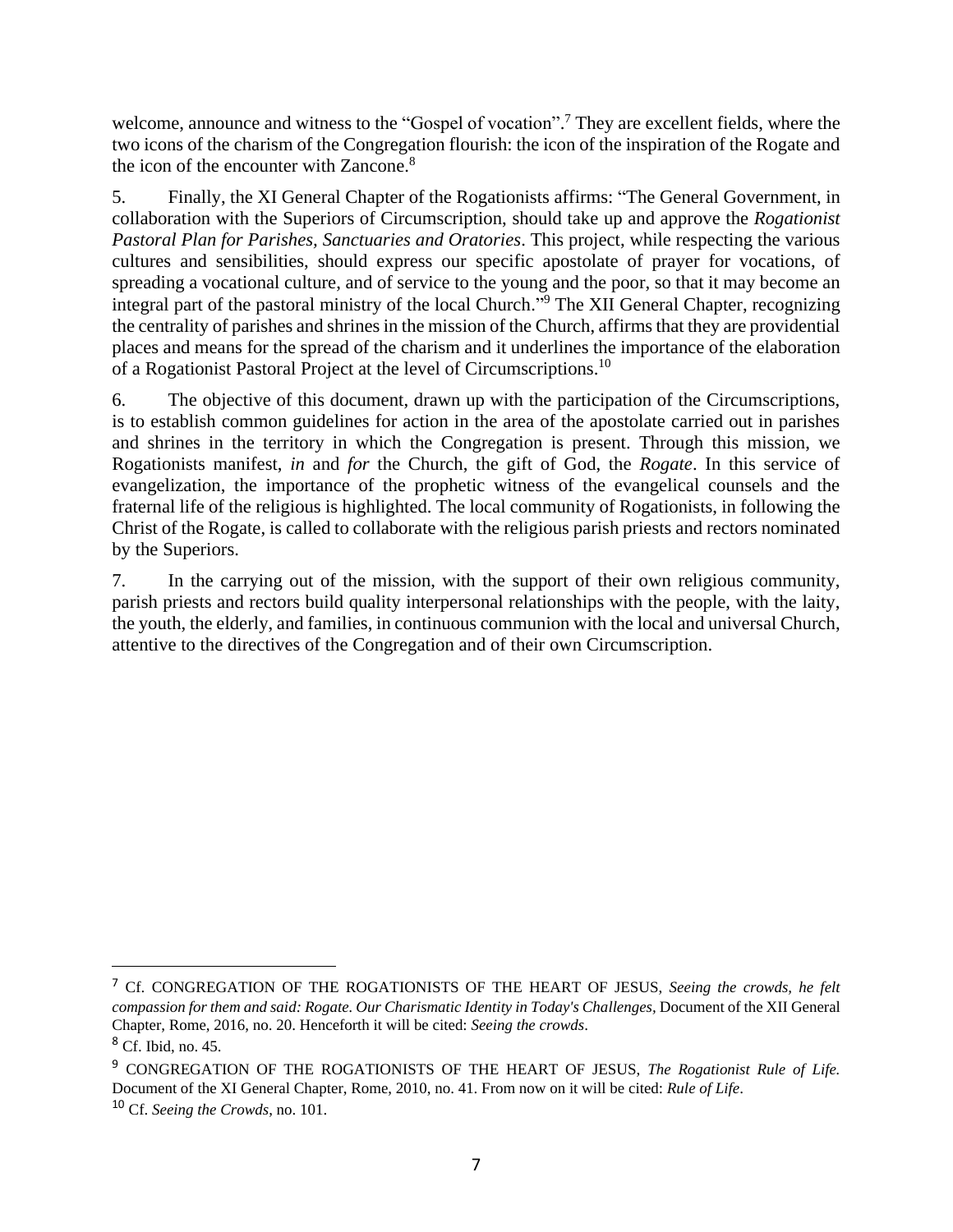welcome, announce and witness to the "Gospel of vocation".[7] They are excellent fields, where the two icons of the charism of the Congregation flourish: the icon of the inspiration of the Rogate and the icon of the encounter with Zancone.[8]

5. Finally, the XI General Chapter of the Rogationists affirms: "The General Government, in collaboration with the Superiors of Circumscription, should take up and approve the *Rogationist Pastoral Plan for Parishes, Sanctuaries and Oratories*. This project, while respecting the various cultures and sensibilities, should express our specific apostolate of prayer for vocations, of spreading a vocational culture, and of service to the young and the poor, so that it may become an integral part of the pastoral ministry of the local Church."[9] The XII General Chapter, recognizing the centrality of parishes and shrines in the mission of the Church, affirms that they are providential places and means for the spread of the charism and it underlines the importance of the elaboration of a Rogationist Pastoral Project at the level of Circumscriptions.[10]

6. The objective of this document, drawn up with the participation of the Circumscriptions, is to establish common guidelines for action in the area of the apostolate carried out in parishes and shrines in the territory in which the Congregation is present. Through this mission, we Rogationists manifest, *in* and *for* the Church, the gift of God, the *Rogate*. In this service of evangelization, the importance of the prophetic witness of the evangelical counsels and the fraternal life of the religious is highlighted. The local community of Rogationists, in following the Christ of the Rogate, is called to collaborate with the religious parish priests and rectors nominated by the Superiors.

7. In the carrying out of the mission, with the support of their own religious community, parish priests and rectors build quality interpersonal relationships with the people, with the laity, the youth, the elderly, and families, in continuous communion with the local and universal Church, attentive to the directives of the Congregation and of their own Circumscription.

---

[7] Cf. CONGREGATION OF THE ROGATIONISTS OF THE HEART OF JESUS, *Seeing the crowds, he felt compassion for them and said: Rogate. Our Charismatic Identity in Today's Challenges*, Document of the XII General Chapter, Rome, 2016, no. 20. Henceforth it will be cited: *Seeing the crowds*.

[8] Cf. Ibid, no. 45.

[9] CONGREGATION OF THE ROGATIONISTS OF THE HEART OF JESUS, *The Rogationist Rule of Life.* Document of the XI General Chapter, Rome, 2010, no. 41. From now on it will be cited: *Rule of Life*.

[10] Cf. *Seeing the Crowds*, no. 101.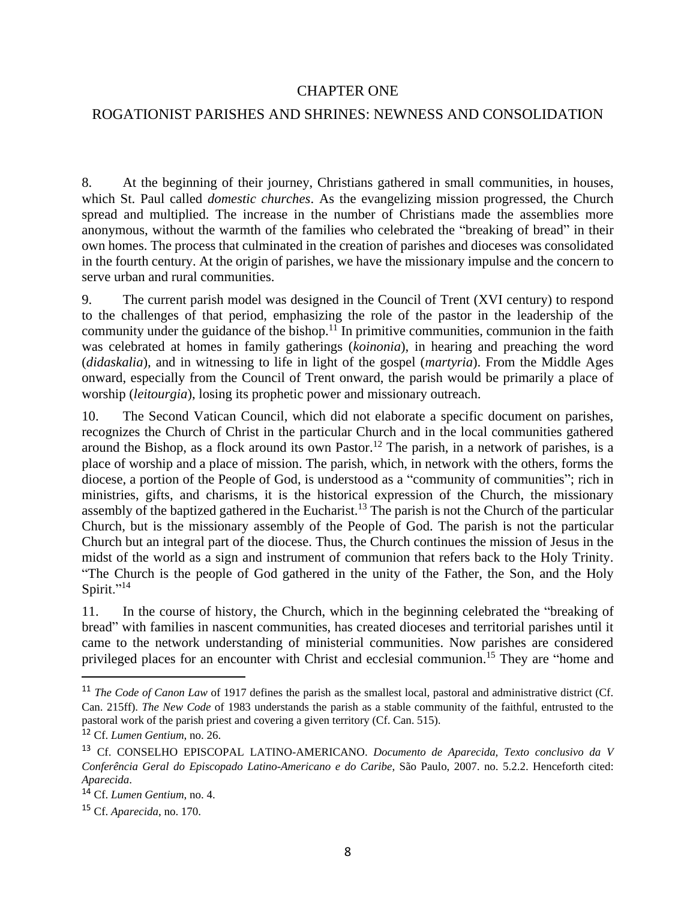# CHAPTER ONE

## ROGATIONIST PARISHES AND SHRINES: NEWNESS AND CONSOLIDATION

8. At the beginning of their journey, Christians gathered in small communities, in houses, which St. Paul called *domestic churches*. As the evangelizing mission progressed, the Church spread and multiplied. The increase in the number of Christians made the assemblies more anonymous, without the warmth of the families who celebrated the "breaking of bread" in their own homes. The process that culminated in the creation of parishes and dioceses was consolidated in the fourth century. At the origin of parishes, we have the missionary impulse and the concern to serve urban and rural communities.

9. The current parish model was designed in the Council of Trent (XVI century) to respond to the challenges of that period, emphasizing the role of the pastor in the leadership of the community under the guidance of the bishop.[11] In primitive communities, communion in the faith was celebrated at homes in family gatherings (*koinonia*), in hearing and preaching the word (*didaskalia*), and in witnessing to life in light of the gospel (*martyria*). From the Middle Ages onward, especially from the Council of Trent onward, the parish would be primarily a place of worship (*leitourgia*), losing its prophetic power and missionary outreach.

10. The Second Vatican Council, which did not elaborate a specific document on parishes, recognizes the Church of Christ in the particular Church and in the local communities gathered around the Bishop, as a flock around its own Pastor.[12] The parish, in a network of parishes, is a place of worship and a place of mission. The parish, which, in network with the others, forms the diocese, a portion of the People of God, is understood as a "community of communities"; rich in ministries, gifts, and charisms, it is the historical expression of the Church, the missionary assembly of the baptized gathered in the Eucharist.[13] The parish is not the Church of the particular Church, but is the missionary assembly of the People of God. The parish is not the particular Church but an integral part of the diocese. Thus, the Church continues the mission of Jesus in the midst of the world as a sign and instrument of communion that refers back to the Holy Trinity. "The Church is the people of God gathered in the unity of the Father, the Son, and the Holy Spirit."[14]

11. In the course of history, the Church, which in the beginning celebrated the "breaking of bread" with families in nascent communities, has created dioceses and territorial parishes until it came to the network understanding of ministerial communities. Now parishes are considered privileged places for an encounter with Christ and ecclesial communion.[15] They are "home and

---

[11] *The Code of Canon Law* of 1917 defines the parish as the smallest local, pastoral and administrative district (Cf. Can. 215ff). *The New Code* of 1983 understands the parish as a stable community of the faithful, entrusted to the pastoral work of the parish priest and covering a given territory (Cf. Can. 515).

[12] Cf. *Lumen Gentium*, no. 26.

[13] Cf. CONSELHO EPISCOPAL LATINO-AMERICANO. *Documento de Aparecida, Texto conclusivo da V Conferência Geral do Episcopado Latino-Americano e do Caribe*, São Paulo, 2007. no. 5.2.2. Henceforth cited: *Aparecida*.

[14] Cf. *Lumen Gentium*, no. 4.

[15] Cf. *Aparecida*, no. 170.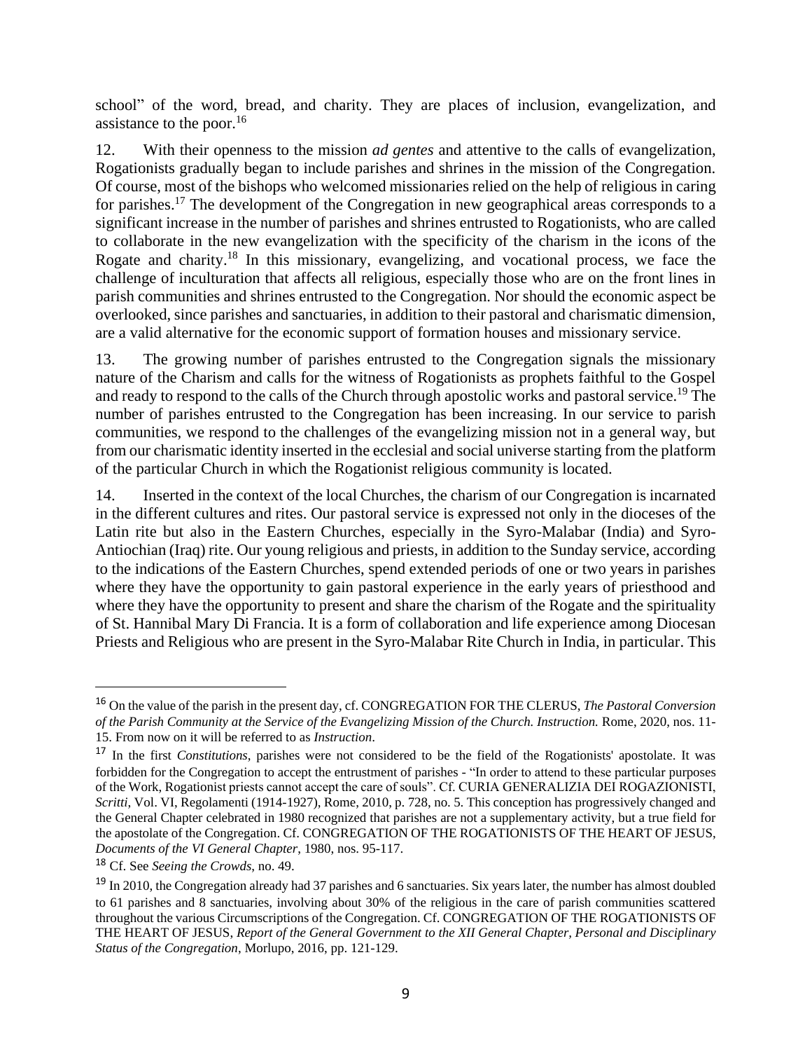school" of the word, bread, and charity. They are places of inclusion, evangelization, and assistance to the poor.[16]

12. With their openness to the mission *ad gentes* and attentive to the calls of evangelization, Rogationists gradually began to include parishes and shrines in the mission of the Congregation. Of course, most of the bishops who welcomed missionaries relied on the help of religious in caring for parishes.[17] The development of the Congregation in new geographical areas corresponds to a significant increase in the number of parishes and shrines entrusted to Rogationists, who are called to collaborate in the new evangelization with the specificity of the charism in the icons of the Rogate and charity.[18] In this missionary, evangelizing, and vocational process, we face the challenge of inculturation that affects all religious, especially those who are on the front lines in parish communities and shrines entrusted to the Congregation. Nor should the economic aspect be overlooked, since parishes and sanctuaries, in addition to their pastoral and charismatic dimension, are a valid alternative for the economic support of formation houses and missionary service.

13. The growing number of parishes entrusted to the Congregation signals the missionary nature of the Charism and calls for the witness of Rogationists as prophets faithful to the Gospel and ready to respond to the calls of the Church through apostolic works and pastoral service.[19] The number of parishes entrusted to the Congregation has been increasing. In our service to parish communities, we respond to the challenges of the evangelizing mission not in a general way, but from our charismatic identity inserted in the ecclesial and social universe starting from the platform of the particular Church in which the Rogationist religious community is located.

14. Inserted in the context of the local Churches, the charism of our Congregation is incarnated in the different cultures and rites. Our pastoral service is expressed not only in the dioceses of the Latin rite but also in the Eastern Churches, especially in the Syro-Malabar (India) and Syro-Antiochian (Iraq) rite. Our young religious and priests, in addition to the Sunday service, according to the indications of the Eastern Churches, spend extended periods of one or two years in parishes where they have the opportunity to gain pastoral experience in the early years of priesthood and where they have the opportunity to present and share the charism of the Rogate and the spirituality of St. Hannibal Mary Di Francia. It is a form of collaboration and life experience among Diocesan Priests and Religious who are present in the Syro-Malabar Rite Church in India, in particular. This

---

[16] On the value of the parish in the present day, cf. CONGREGATION FOR THE CLERUS, *The Pastoral Conversion of the Parish Community at the Service of the Evangelizing Mission of the Church. Instruction.* Rome, 2020, nos. 11-15. From now on it will be referred to as *Instruction*.

[17] In the first *Constitutions*, parishes were not considered to be the field of the Rogationists' apostolate. It was forbidden for the Congregation to accept the entrustment of parishes - "In order to attend to these particular purposes of the Work, Rogationist priests cannot accept the care of souls". Cf. CURIA GENERALIZIA DEI ROGAZIONISTI, *Scritti*, Vol. VI, Regolamenti (1914-1927), Rome, 2010, p. 728, no. 5. This conception has progressively changed and the General Chapter celebrated in 1980 recognized that parishes are not a supplementary activity, but a true field for the apostolate of the Congregation. Cf. CONGREGATION OF THE ROGATIONISTS OF THE HEART OF JESUS, *Documents of the VI General Chapter*, 1980, nos. 95-117.

[18] Cf. See *Seeing the Crowds*, no. 49.

[19] In 2010, the Congregation already had 37 parishes and 6 sanctuaries. Six years later, the number has almost doubled to 61 parishes and 8 sanctuaries, involving about 30% of the religious in the care of parish communities scattered throughout the various Circumscriptions of the Congregation. Cf. CONGREGATION OF THE ROGATIONISTS OF THE HEART OF JESUS, *Report of the General Government to the XII General Chapter, Personal and Disciplinary Status of the Congregation*, Morlupo, 2016, pp. 121-129.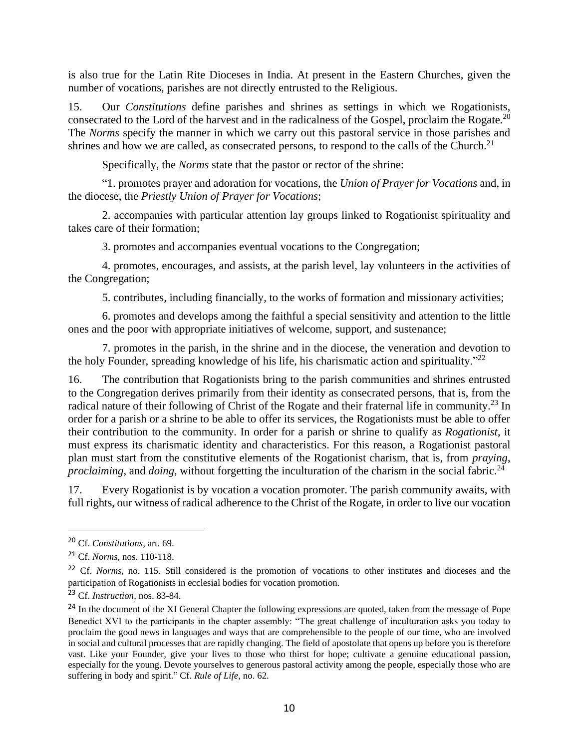is also true for the Latin Rite Dioceses in India. At present in the Eastern Churches, given the number of vocations, parishes are not directly entrusted to the Religious.

15. Our *Constitutions* define parishes and shrines as settings in which we Rogationists, consecrated to the Lord of the harvest and in the radicalness of the Gospel, proclaim the Rogate.[20] The *Norms* specify the manner in which we carry out this pastoral service in those parishes and shrines and how we are called, as consecrated persons, to respond to the calls of the Church.[21]

Specifically, the *Norms* state that the pastor or rector of the shrine:

"1. promotes prayer and adoration for vocations, the *Union of Prayer for Vocations* and, in the diocese, the *Priestly Union of Prayer for Vocations*;

2. accompanies with particular attention lay groups linked to Rogationist spirituality and takes care of their formation;

3. promotes and accompanies eventual vocations to the Congregation;

4. promotes, encourages, and assists, at the parish level, lay volunteers in the activities of the Congregation;

5. contributes, including financially, to the works of formation and missionary activities;

6. promotes and develops among the faithful a special sensitivity and attention to the little ones and the poor with appropriate initiatives of welcome, support, and sustenance;

7. promotes in the parish, in the shrine and in the diocese, the veneration and devotion to the holy Founder, spreading knowledge of his life, his charismatic action and spirituality."[22]

16. The contribution that Rogationists bring to the parish communities and shrines entrusted to the Congregation derives primarily from their identity as consecrated persons, that is, from the radical nature of their following of Christ of the Rogate and their fraternal life in community.[23] In order for a parish or a shrine to be able to offer its services, the Rogationists must be able to offer their contribution to the community. In order for a parish or shrine to qualify as *Rogationist*, it must express its charismatic identity and characteristics. For this reason, a Rogationist pastoral plan must start from the constitutive elements of the Rogationist charism, that is, from *praying*, *proclaiming*, and *doing*, without forgetting the inculturation of the charism in the social fabric.[24]

17. Every Rogationist is by vocation a vocation promoter. The parish community awaits, with full rights, our witness of radical adherence to the Christ of the Rogate, in order to live our vocation

---

[20] Cf. *Constitutions*, art. 69.

[21] Cf. *Norms*, nos. 110-118.

[22] Cf. *Norms*, no. 115. Still considered is the promotion of vocations to other institutes and dioceses and the participation of Rogationists in ecclesial bodies for vocation promotion.

[23] Cf. *Instruction*, nos. 83-84.

[24] In the document of the XI General Chapter the following expressions are quoted, taken from the message of Pope Benedict XVI to the participants in the chapter assembly: "The great challenge of inculturation asks you today to proclaim the good news in languages and ways that are comprehensible to the people of our time, who are involved in social and cultural processes that are rapidly changing. The field of apostolate that opens up before you is therefore vast. Like your Founder, give your lives to those who thirst for hope; cultivate a genuine educational passion, especially for the young. Devote yourselves to generous pastoral activity among the people, especially those who are suffering in body and spirit." Cf. *Rule of Life*, no. 62.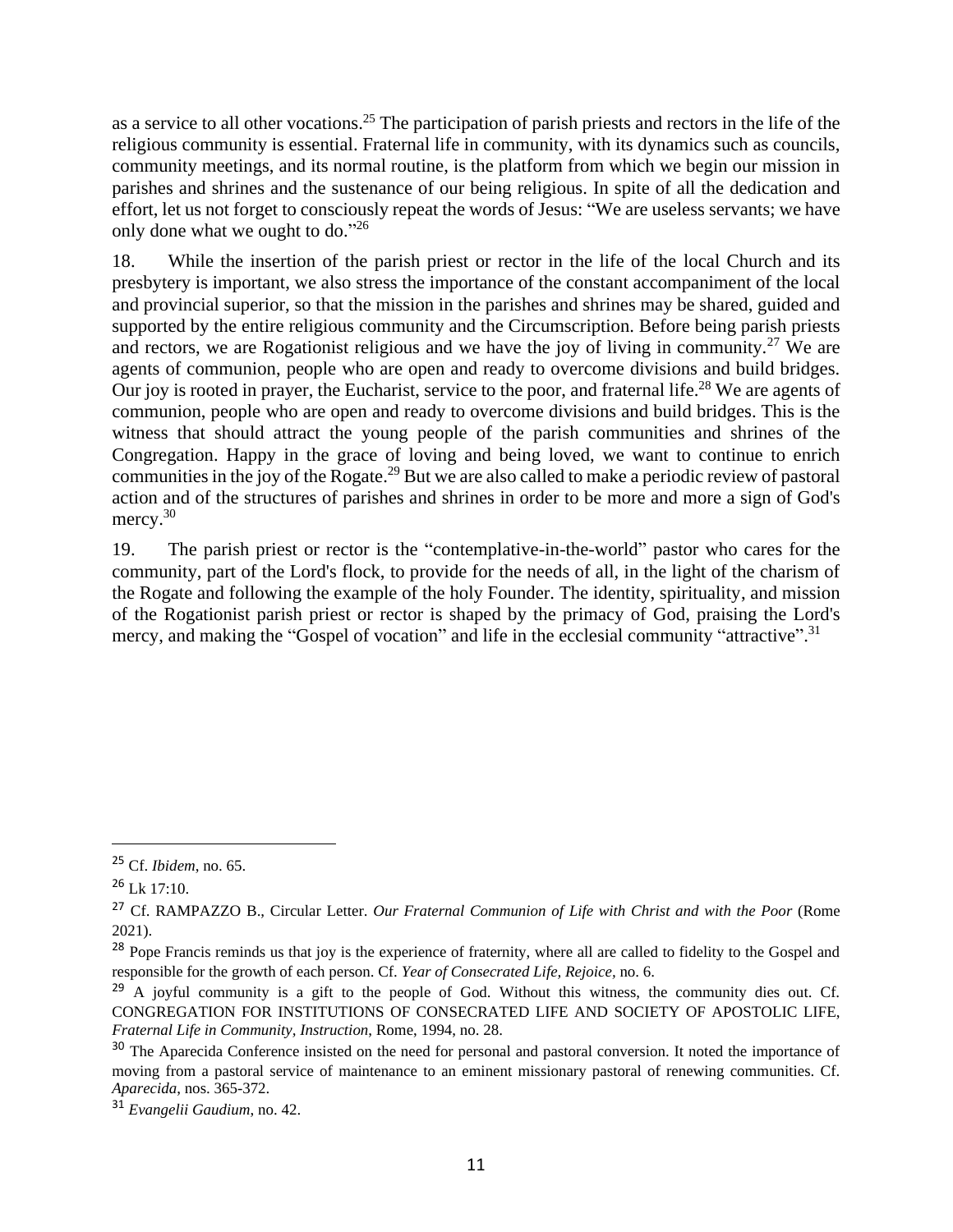as a service to all other vocations.[25] The participation of parish priests and rectors in the life of the religious community is essential. Fraternal life in community, with its dynamics such as councils, community meetings, and its normal routine, is the platform from which we begin our mission in parishes and shrines and the sustenance of our being religious. In spite of all the dedication and effort, let us not forget to consciously repeat the words of Jesus: "We are useless servants; we have only done what we ought to do."[26]

18. While the insertion of the parish priest or rector in the life of the local Church and its presbytery is important, we also stress the importance of the constant accompaniment of the local and provincial superior, so that the mission in the parishes and shrines may be shared, guided and supported by the entire religious community and the Circumscription. Before being parish priests and rectors, we are Rogationist religious and we have the joy of living in community.[27] We are agents of communion, people who are open and ready to overcome divisions and build bridges. Our joy is rooted in prayer, the Eucharist, service to the poor, and fraternal life.[28] We are agents of communion, people who are open and ready to overcome divisions and build bridges. This is the witness that should attract the young people of the parish communities and shrines of the Congregation. Happy in the grace of loving and being loved, we want to continue to enrich communities in the joy of the Rogate.[29] But we are also called to make a periodic review of pastoral action and of the structures of parishes and shrines in order to be more and more a sign of God's mercy.[30]

19. The parish priest or rector is the "contemplative-in-the-world" pastor who cares for the community, part of the Lord's flock, to provide for the needs of all, in the light of the charism of the Rogate and following the example of the holy Founder. The identity, spirituality, and mission of the Rogationist parish priest or rector is shaped by the primacy of God, praising the Lord's mercy, and making the "Gospel of vocation" and life in the ecclesial community "attractive".[31]

---

[25] Cf. *Ibidem*, no. 65.

[26] Lk 17:10.

[27] Cf. RAMPAZZO B., Circular Letter. *Our Fraternal Communion of Life with Christ and with the Poor* (Rome 2021).

[28] Pope Francis reminds us that joy is the experience of fraternity, where all are called to fidelity to the Gospel and responsible for the growth of each person. Cf. *Year of Consecrated Life, Rejoice*, no. 6.

[29] A joyful community is a gift to the people of God. Without this witness, the community dies out. Cf. CONGREGATION FOR INSTITUTIONS OF CONSECRATED LIFE AND SOCIETY OF APOSTOLIC LIFE, *Fraternal Life in Community, Instruction*, Rome, 1994, no. 28.

[30] The Aparecida Conference insisted on the need for personal and pastoral conversion. It noted the importance of moving from a pastoral service of maintenance to an eminent missionary pastoral of renewing communities. Cf. *Aparecida*, nos. 365-372.

[31] *Evangelii Gaudium*, no. 42.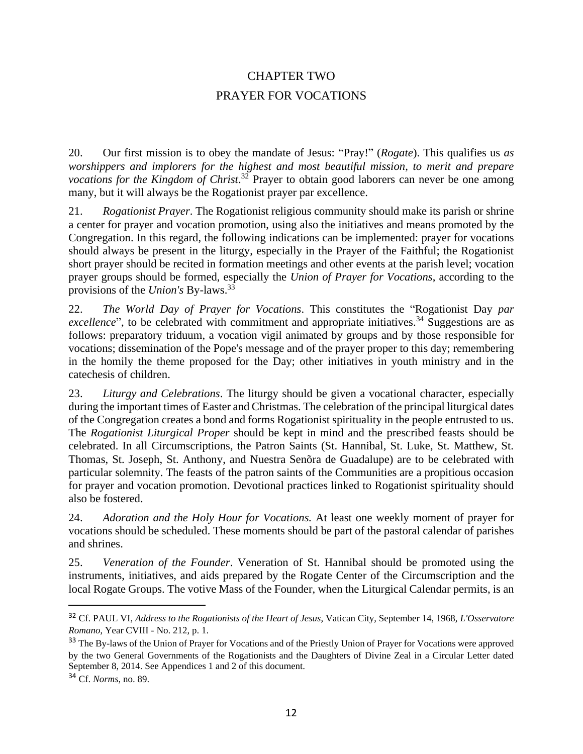# CHAPTER TWO

## PRAYER FOR VOCATIONS

20. Our first mission is to obey the mandate of Jesus: "Pray!" (*Rogate*). This qualifies us *as worshippers and implorers for the highest and most beautiful mission, to merit and prepare vocations for the Kingdom of Christ*.[32] Prayer to obtain good laborers can never be one among many, but it will always be the Rogationist prayer par excellence.

21. *Rogationist Prayer*. The Rogationist religious community should make its parish or shrine a center for prayer and vocation promotion, using also the initiatives and means promoted by the Congregation. In this regard, the following indications can be implemented: prayer for vocations should always be present in the liturgy, especially in the Prayer of the Faithful; the Rogationist short prayer should be recited in formation meetings and other events at the parish level; vocation prayer groups should be formed, especially the *Union of Prayer for Vocations*, according to the provisions of the *Union's* By-laws.[33]

22. *The World Day of Prayer for Vocations*. This constitutes the "Rogationist Day *par excellence*", to be celebrated with commitment and appropriate initiatives.[34] Suggestions are as follows: preparatory triduum, a vocation vigil animated by groups and by those responsible for vocations; dissemination of the Pope's message and of the prayer proper to this day; remembering in the homily the theme proposed for the Day; other initiatives in youth ministry and in the catechesis of children.

23. *Liturgy and Celebrations*. The liturgy should be given a vocational character, especially during the important times of Easter and Christmas. The celebration of the principal liturgical dates of the Congregation creates a bond and forms Rogationist spirituality in the people entrusted to us. The *Rogationist Liturgical Proper* should be kept in mind and the prescribed feasts should be celebrated. In all Circumscriptions, the Patron Saints (St. Hannibal, St. Luke, St. Matthew, St. Thomas, St. Joseph, St. Anthony, and Nuestra Senõra de Guadalupe) are to be celebrated with particular solemnity. The feasts of the patron saints of the Communities are a propitious occasion for prayer and vocation promotion. Devotional practices linked to Rogationist spirituality should also be fostered.

24. *Adoration and the Holy Hour for Vocations.* At least one weekly moment of prayer for vocations should be scheduled. These moments should be part of the pastoral calendar of parishes and shrines.

25. *Veneration of the Founder*. Veneration of St. Hannibal should be promoted using the instruments, initiatives, and aids prepared by the Rogate Center of the Circumscription and the local Rogate Groups. The votive Mass of the Founder, when the Liturgical Calendar permits, is an

---

[32] Cf. PAUL VI, *Address to the Rogationists of the Heart of Jesus*, Vatican City, September 14, 1968, *L'Osservatore Romano*, Year CVIII - No. 212, p. 1.

[33] The By-laws of the Union of Prayer for Vocations and of the Priestly Union of Prayer for Vocations were approved by the two General Governments of the Rogationists and the Daughters of Divine Zeal in a Circular Letter dated September 8, 2014. See Appendices 1 and 2 of this document.

[34] Cf. *Norms*, no. 89.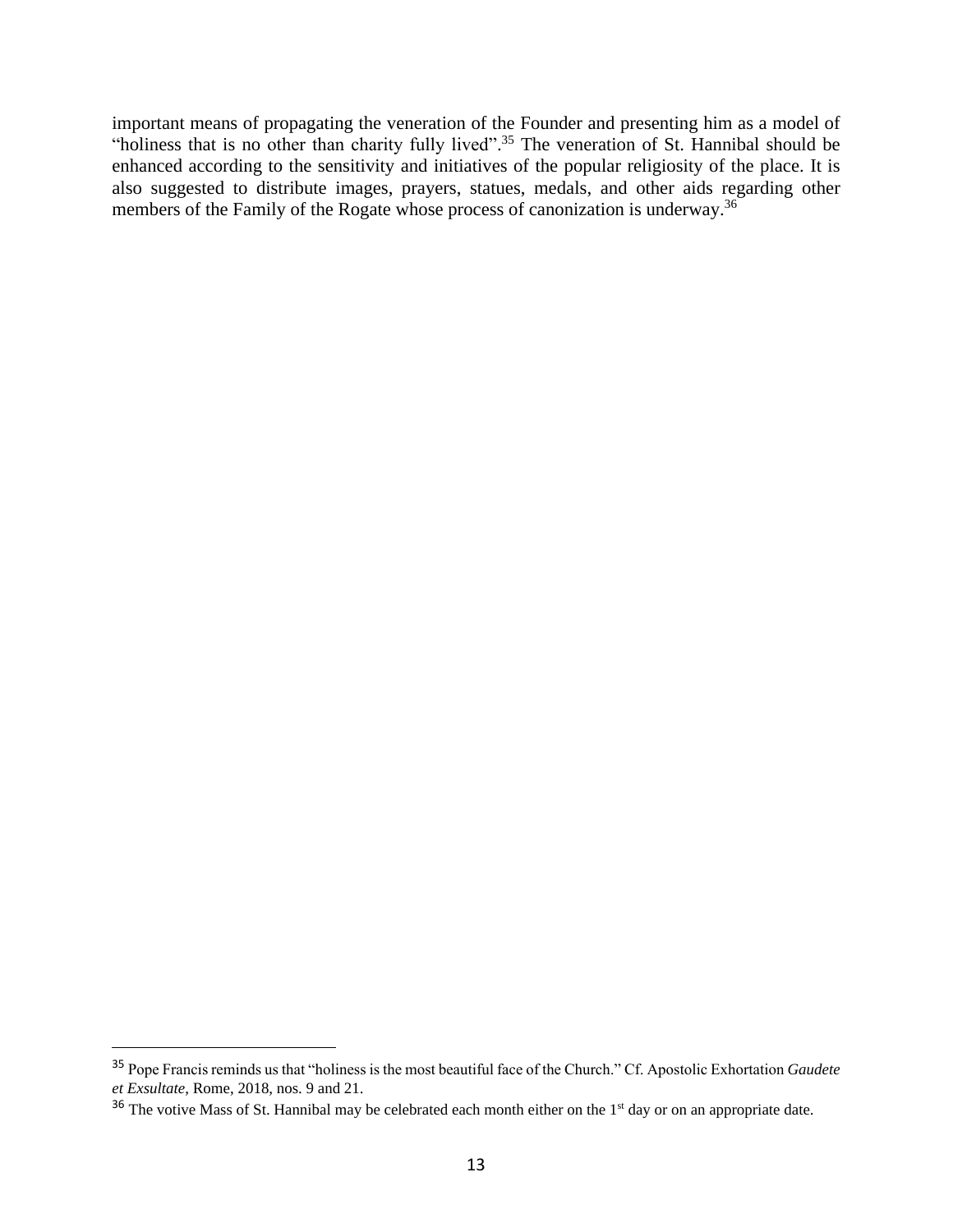important means of propagating the veneration of the Founder and presenting him as a model of "holiness that is no other than charity fully lived".[35] The veneration of St. Hannibal should be enhanced according to the sensitivity and initiatives of the popular religiosity of the place. It is also suggested to distribute images, prayers, statues, medals, and other aids regarding other members of the Family of the Rogate whose process of canonization is underway.[36]

---

[35] Pope Francis reminds us that "holiness is the most beautiful face of the Church." Cf. Apostolic Exhortation *Gaudete et Exsultate*, Rome, 2018, nos. 9 and 21.

[36] The votive Mass of St. Hannibal may be celebrated each month either on the 1st day or on an appropriate date.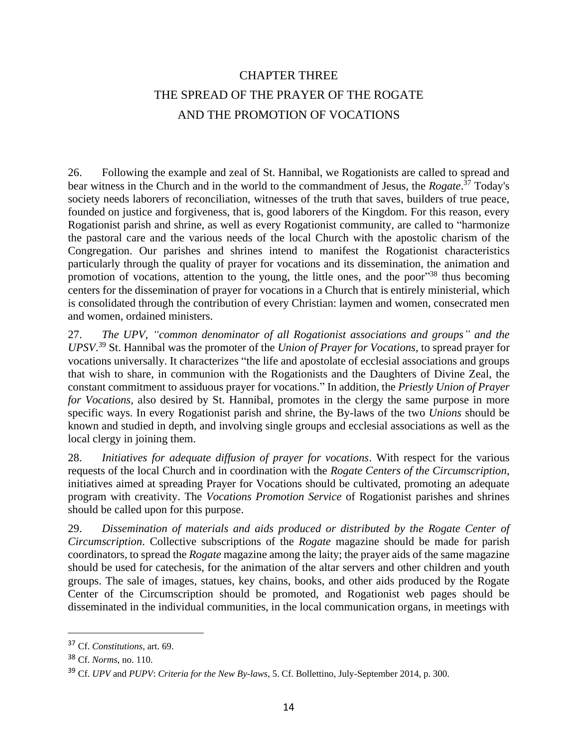# CHAPTER THREE
# THE SPREAD OF THE PRAYER OF THE ROGATE AND THE PROMOTION OF VOCATIONS

26. Following the example and zeal of St. Hannibal, we Rogationists are called to spread and bear witness in the Church and in the world to the commandment of Jesus, the *Rogate*.[37] Today's society needs laborers of reconciliation, witnesses of the truth that saves, builders of true peace, founded on justice and forgiveness, that is, good laborers of the Kingdom. For this reason, every Rogationist parish and shrine, as well as every Rogationist community, are called to "harmonize the pastoral care and the various needs of the local Church with the apostolic charism of the Congregation. Our parishes and shrines intend to manifest the Rogationist characteristics particularly through the quality of prayer for vocations and its dissemination, the animation and promotion of vocations, attention to the young, the little ones, and the poor"[38] thus becoming centers for the dissemination of prayer for vocations in a Church that is entirely ministerial, which is consolidated through the contribution of every Christian: laymen and women, consecrated men and women, ordained ministers.

27. *The UPV, "common denominator of all Rogationist associations and groups" and the UPSV*.[39] St. Hannibal was the promoter of the *Union of Prayer for Vocations*, to spread prayer for vocations universally. It characterizes "the life and apostolate of ecclesial associations and groups that wish to share, in communion with the Rogationists and the Daughters of Divine Zeal, the constant commitment to assiduous prayer for vocations." In addition, the *Priestly Union of Prayer for Vocations*, also desired by St. Hannibal, promotes in the clergy the same purpose in more specific ways. In every Rogationist parish and shrine, the By-laws of the two *Unions* should be known and studied in depth, and involving single groups and ecclesial associations as well as the local clergy in joining them.

28. *Initiatives for adequate diffusion of prayer for vocations*. With respect for the various requests of the local Church and in coordination with the *Rogate Centers of the Circumscription*, initiatives aimed at spreading Prayer for Vocations should be cultivated, promoting an adequate program with creativity. The *Vocations Promotion Service* of Rogationist parishes and shrines should be called upon for this purpose.

29. *Dissemination of materials and aids produced or distributed by the Rogate Center of Circumscription*. Collective subscriptions of the *Rogate* magazine should be made for parish coordinators, to spread the *Rogate* magazine among the laity; the prayer aids of the same magazine should be used for catechesis, for the animation of the altar servers and other children and youth groups. The sale of images, statues, key chains, books, and other aids produced by the Rogate Center of the Circumscription should be promoted, and Rogationist web pages should be disseminated in the individual communities, in the local communication organs, in meetings with

---

[37] Cf. *Constitutions*, art. 69.

[38] Cf. *Norms*, no. 110.

[39] Cf. *UPV* and *PUPV*: *Criteria for the New By-laws*, 5. Cf. Bollettino, July-September 2014, p. 300.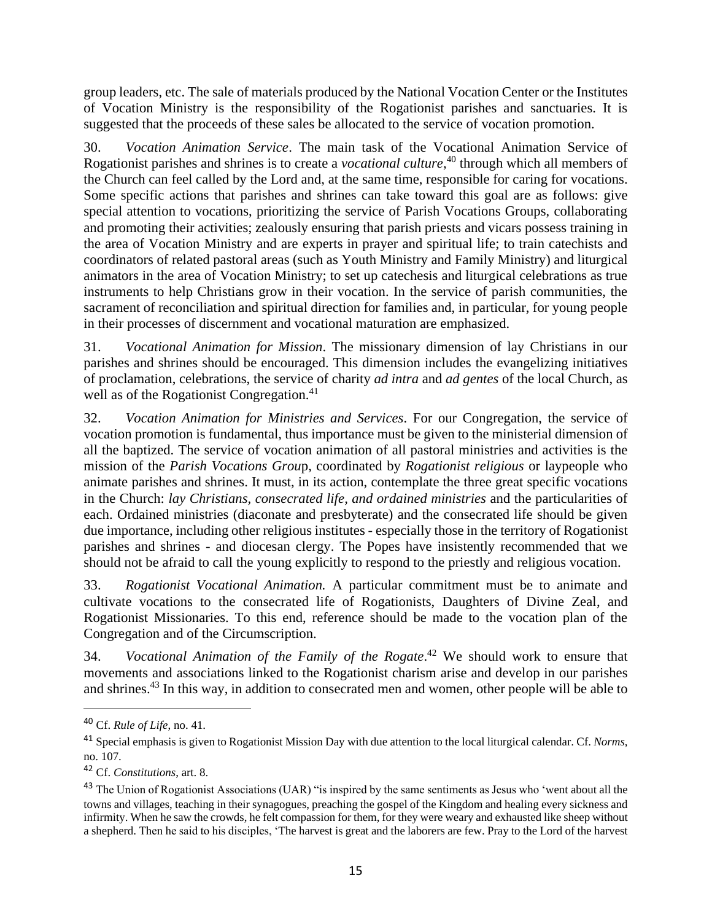group leaders, etc. The sale of materials produced by the National Vocation Center or the Institutes of Vocation Ministry is the responsibility of the Rogationist parishes and sanctuaries. It is suggested that the proceeds of these sales be allocated to the service of vocation promotion.

30. *Vocation Animation Service*. The main task of the Vocational Animation Service of Rogationist parishes and shrines is to create a *vocational culture*,[40] through which all members of the Church can feel called by the Lord and, at the same time, responsible for caring for vocations. Some specific actions that parishes and shrines can take toward this goal are as follows: give special attention to vocations, prioritizing the service of Parish Vocations Groups, collaborating and promoting their activities; zealously ensuring that parish priests and vicars possess training in the area of Vocation Ministry and are experts in prayer and spiritual life; to train catechists and coordinators of related pastoral areas (such as Youth Ministry and Family Ministry) and liturgical animators in the area of Vocation Ministry; to set up catechesis and liturgical celebrations as true instruments to help Christians grow in their vocation. In the service of parish communities, the sacrament of reconciliation and spiritual direction for families and, in particular, for young people in their processes of discernment and vocational maturation are emphasized.

31. *Vocational Animation for Mission*. The missionary dimension of lay Christians in our parishes and shrines should be encouraged. This dimension includes the evangelizing initiatives of proclamation, celebrations, the service of charity *ad intra* and *ad gentes* of the local Church, as well as of the Rogationist Congregation.[41]

32. *Vocation Animation for Ministries and Services*. For our Congregation, the service of vocation promotion is fundamental, thus importance must be given to the ministerial dimension of all the baptized. The service of vocation animation of all pastoral ministries and activities is the mission of the *Parish Vocations Group*, coordinated by *Rogationist religious* or laypeople who animate parishes and shrines. It must, in its action, contemplate the three great specific vocations in the Church: *lay Christians, consecrated life, and ordained ministries* and the particularities of each. Ordained ministries (diaconate and presbyterate) and the consecrated life should be given due importance, including other religious institutes - especially those in the territory of Rogationist parishes and shrines - and diocesan clergy. The Popes have insistently recommended that we should not be afraid to call the young explicitly to respond to the priestly and religious vocation.

33. *Rogationist Vocational Animation.* A particular commitment must be to animate and cultivate vocations to the consecrated life of Rogationists, Daughters of Divine Zeal, and Rogationist Missionaries. To this end, reference should be made to the vocation plan of the Congregation and of the Circumscription.

34. *Vocational Animation of the Family of the Rogate*.[42] We should work to ensure that movements and associations linked to the Rogationist charism arise and develop in our parishes and shrines.[43] In this way, in addition to consecrated men and women, other people will be able to

---

[40] Cf. *Rule of Life*, no. 41.

[41] Special emphasis is given to Rogationist Mission Day with due attention to the local liturgical calendar. Cf. *Norms*, no. 107.

[42] Cf. *Constitutions*, art. 8.

[43] The Union of Rogationist Associations (UAR) "is inspired by the same sentiments as Jesus who 'went about all the towns and villages, teaching in their synagogues, preaching the gospel of the Kingdom and healing every sickness and infirmity. When he saw the crowds, he felt compassion for them, for they were weary and exhausted like sheep without a shepherd. Then he said to his disciples, 'The harvest is great and the laborers are few. Pray to the Lord of the harvest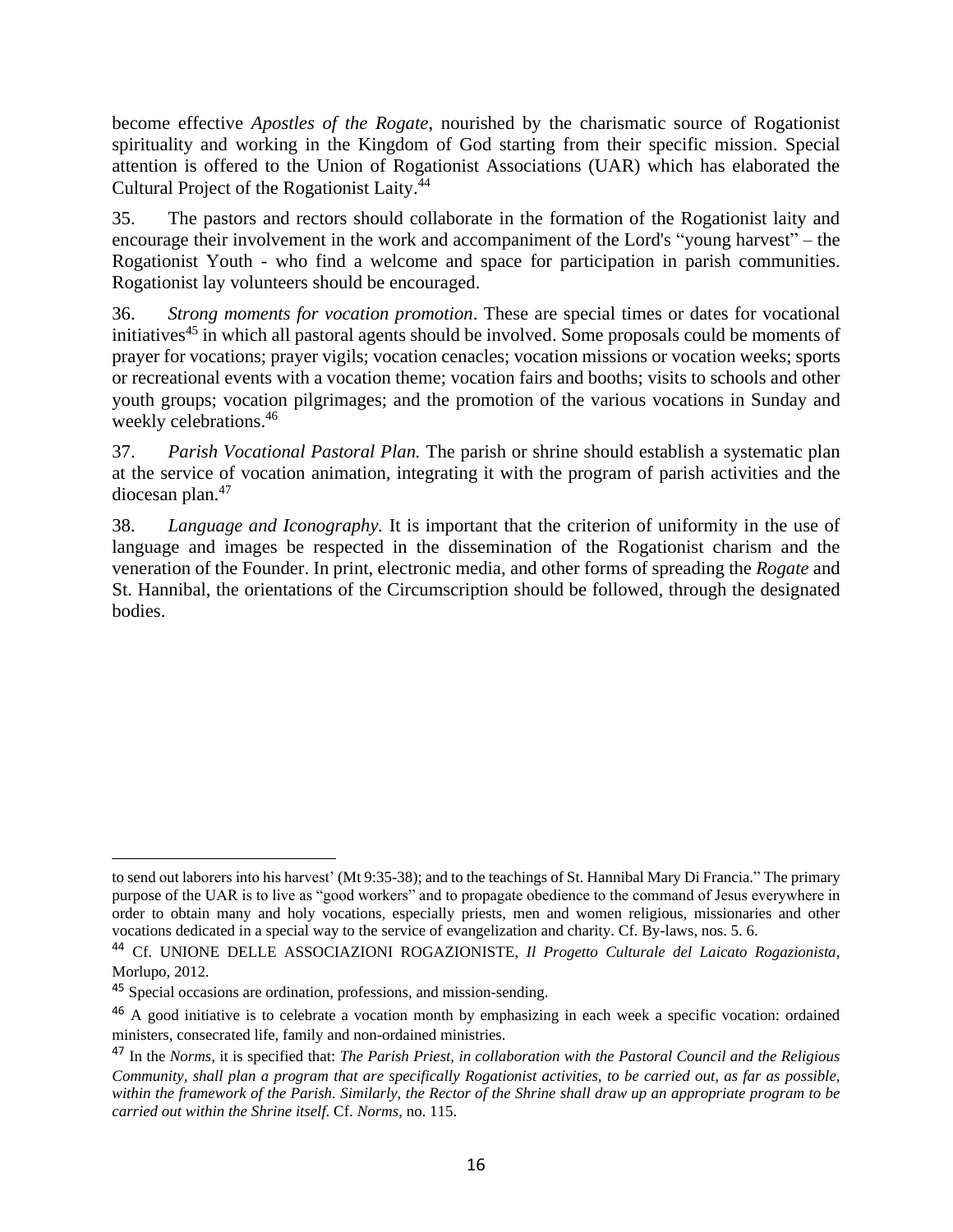become effective *Apostles of the Rogate*, nourished by the charismatic source of Rogationist spirituality and working in the Kingdom of God starting from their specific mission. Special attention is offered to the Union of Rogationist Associations (UAR) which has elaborated the Cultural Project of the Rogationist Laity.[44]

35. The pastors and rectors should collaborate in the formation of the Rogationist laity and encourage their involvement in the work and accompaniment of the Lord's "young harvest" – the Rogationist Youth - who find a welcome and space for participation in parish communities. Rogationist lay volunteers should be encouraged.

36. *Strong moments for vocation promotion*. These are special times or dates for vocational initiatives[45] in which all pastoral agents should be involved. Some proposals could be moments of prayer for vocations; prayer vigils; vocation cenacles; vocation missions or vocation weeks; sports or recreational events with a vocation theme; vocation fairs and booths; visits to schools and other youth groups; vocation pilgrimages; and the promotion of the various vocations in Sunday and weekly celebrations.[46]

37. *Parish Vocational Pastoral Plan.* The parish or shrine should establish a systematic plan at the service of vocation animation, integrating it with the program of parish activities and the diocesan plan.[47]

38. *Language and Iconography.* It is important that the criterion of uniformity in the use of language and images be respected in the dissemination of the Rogationist charism and the veneration of the Founder. In print, electronic media, and other forms of spreading the *Rogate* and St. Hannibal, the orientations of the Circumscription should be followed, through the designated bodies.

---

to send out laborers into his harvest' (Mt 9:35-38); and to the teachings of St. Hannibal Mary Di Francia." The primary purpose of the UAR is to live as "good workers" and to propagate obedience to the command of Jesus everywhere in order to obtain many and holy vocations, especially priests, men and women religious, missionaries and other vocations dedicated in a special way to the service of evangelization and charity. Cf. By-laws, nos. 5. 6.

[44] Cf. UNIONE DELLE ASSOCIAZIONI ROGAZIONISTE, *Il Progetto Culturale del Laicato Rogazionista*, Morlupo, 2012.

[45] Special occasions are ordination, professions, and mission-sending.

[46] A good initiative is to celebrate a vocation month by emphasizing in each week a specific vocation: ordained ministers, consecrated life, family and non-ordained ministries.

[47] In the *Norms*, it is specified that: *The Parish Priest, in collaboration with the Pastoral Council and the Religious Community, shall plan a program that are specifically Rogationist activities, to be carried out, as far as possible, within the framework of the Parish. Similarly, the Rector of the Shrine shall draw up an appropriate program to be carried out within the Shrine itself.* Cf. *Norms*, no. 115.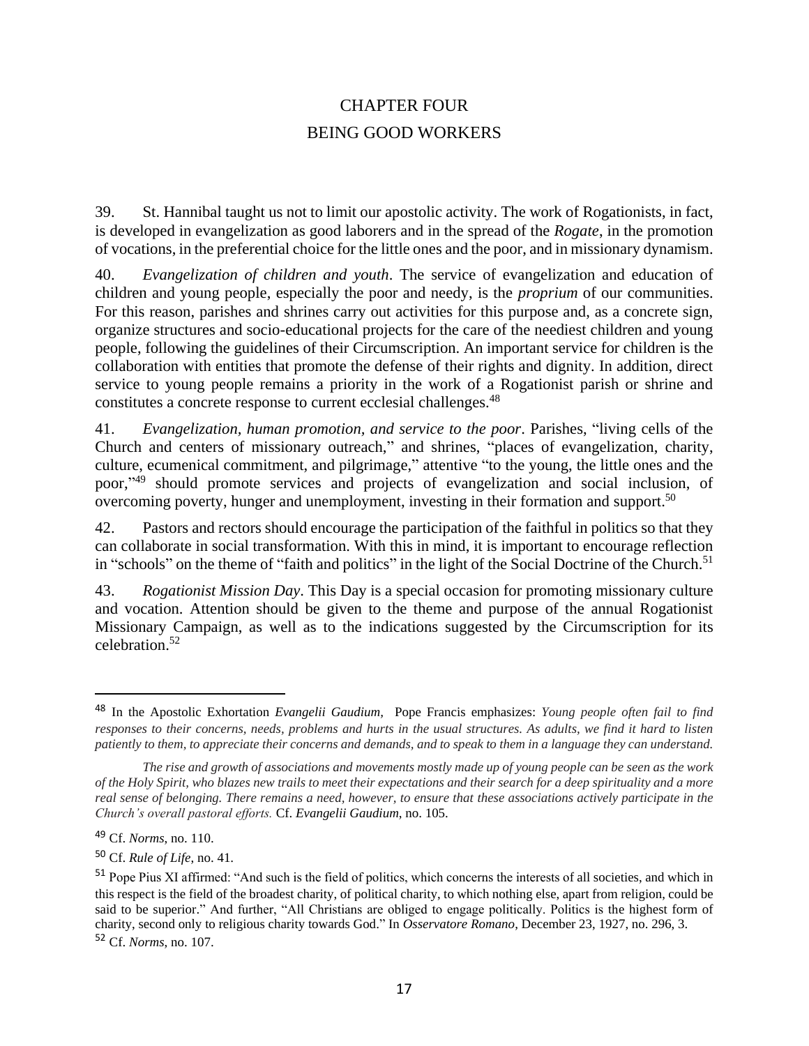# CHAPTER FOUR
# BEING GOOD WORKERS

39. St. Hannibal taught us not to limit our apostolic activity. The work of Rogationists, in fact, is developed in evangelization as good laborers and in the spread of the *Rogate*, in the promotion of vocations, in the preferential choice for the little ones and the poor, and in missionary dynamism.

40. *Evangelization of children and youth*. The service of evangelization and education of children and young people, especially the poor and needy, is the *proprium* of our communities. For this reason, parishes and shrines carry out activities for this purpose and, as a concrete sign, organize structures and socio-educational projects for the care of the neediest children and young people, following the guidelines of their Circumscription. An important service for children is the collaboration with entities that promote the defense of their rights and dignity. In addition, direct service to young people remains a priority in the work of a Rogationist parish or shrine and constitutes a concrete response to current ecclesial challenges.[48]

41. *Evangelization, human promotion, and service to the poor*. Parishes, "living cells of the Church and centers of missionary outreach," and shrines, "places of evangelization, charity, culture, ecumenical commitment, and pilgrimage," attentive "to the young, the little ones and the poor,"[49] should promote services and projects of evangelization and social inclusion, of overcoming poverty, hunger and unemployment, investing in their formation and support.[50]

42. Pastors and rectors should encourage the participation of the faithful in politics so that they can collaborate in social transformation. With this in mind, it is important to encourage reflection in "schools" on the theme of "faith and politics" in the light of the Social Doctrine of the Church.[51]

43. *Rogationist Mission Day*. This Day is a special occasion for promoting missionary culture and vocation. Attention should be given to the theme and purpose of the annual Rogationist Missionary Campaign, as well as to the indications suggested by the Circumscription for its celebration.[52]

---

[48] In the Apostolic Exhortation *Evangelii Gaudium,* Pope Francis emphasizes: *Young people often fail to find responses to their concerns, needs, problems and hurts in the usual structures. As adults, we find it hard to listen patiently to them, to appreciate their concerns and demands, and to speak to them in a language they can understand.*

*The rise and growth of associations and movements mostly made up of young people can be seen as the work of the Holy Spirit, who blazes new trails to meet their expectations and their search for a deep spirituality and a more real sense of belonging. There remains a need, however, to ensure that these associations actively participate in the Church's overall pastoral efforts.* Cf. *Evangelii Gaudium*, no. 105.

[49] Cf. *Norms*, no. 110.

[50] Cf. *Rule of Life*, no. 41.

[51] Pope Pius XI affirmed: "And such is the field of politics, which concerns the interests of all societies, and which in this respect is the field of the broadest charity, of political charity, to which nothing else, apart from religion, could be said to be superior." And further, "All Christians are obliged to engage politically. Politics is the highest form of charity, second only to religious charity towards God." In *Osservatore Romano*, December 23, 1927, no. 296, 3.

[52] Cf. *Norms*, no. 107.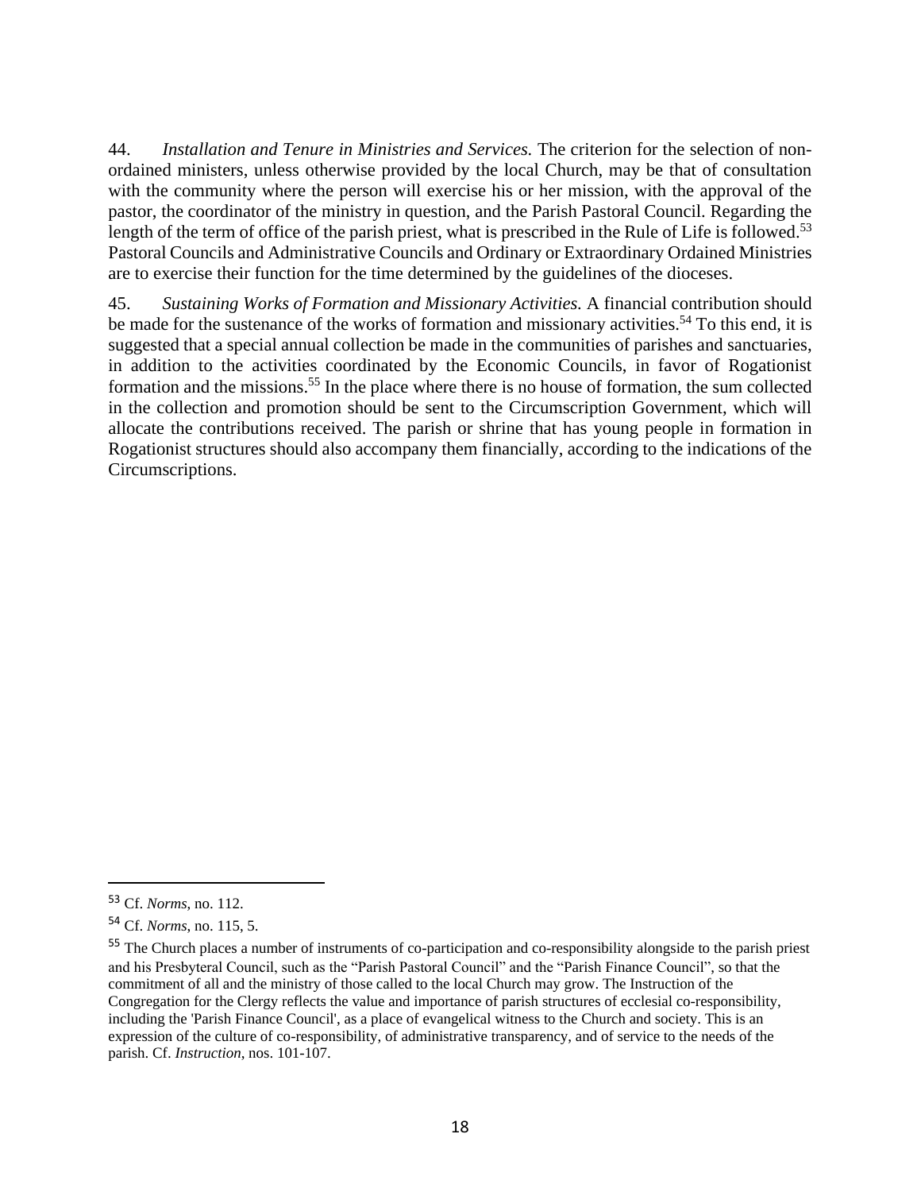44. *Installation and Tenure in Ministries and Services.* The criterion for the selection of non-ordained ministers, unless otherwise provided by the local Church, may be that of consultation with the community where the person will exercise his or her mission, with the approval of the pastor, the coordinator of the ministry in question, and the Parish Pastoral Council. Regarding the length of the term of office of the parish priest, what is prescribed in the Rule of Life is followed.[53] Pastoral Councils and Administrative Councils and Ordinary or Extraordinary Ordained Ministries are to exercise their function for the time determined by the guidelines of the dioceses.

45. *Sustaining Works of Formation and Missionary Activities.* A financial contribution should be made for the sustenance of the works of formation and missionary activities.[54] To this end, it is suggested that a special annual collection be made in the communities of parishes and sanctuaries, in addition to the activities coordinated by the Economic Councils, in favor of Rogationist formation and the missions.[55] In the place where there is no house of formation, the sum collected in the collection and promotion should be sent to the Circumscription Government, which will allocate the contributions received. The parish or shrine that has young people in formation in Rogationist structures should also accompany them financially, according to the indications of the Circumscriptions.

---

[53] Cf. *Norms*, no. 112.

[54] Cf. *Norms*, no. 115, 5.

[55] The Church places a number of instruments of co-participation and co-responsibility alongside to the parish priest and his Presbyteral Council, such as the "Parish Pastoral Council" and the "Parish Finance Council", so that the commitment of all and the ministry of those called to the local Church may grow. The Instruction of the Congregation for the Clergy reflects the value and importance of parish structures of ecclesial co-responsibility, including the 'Parish Finance Council', as a place of evangelical witness to the Church and society. This is an expression of the culture of co-responsibility, of administrative transparency, and of service to the needs of the parish. Cf. *Instruction*, nos. 101-107.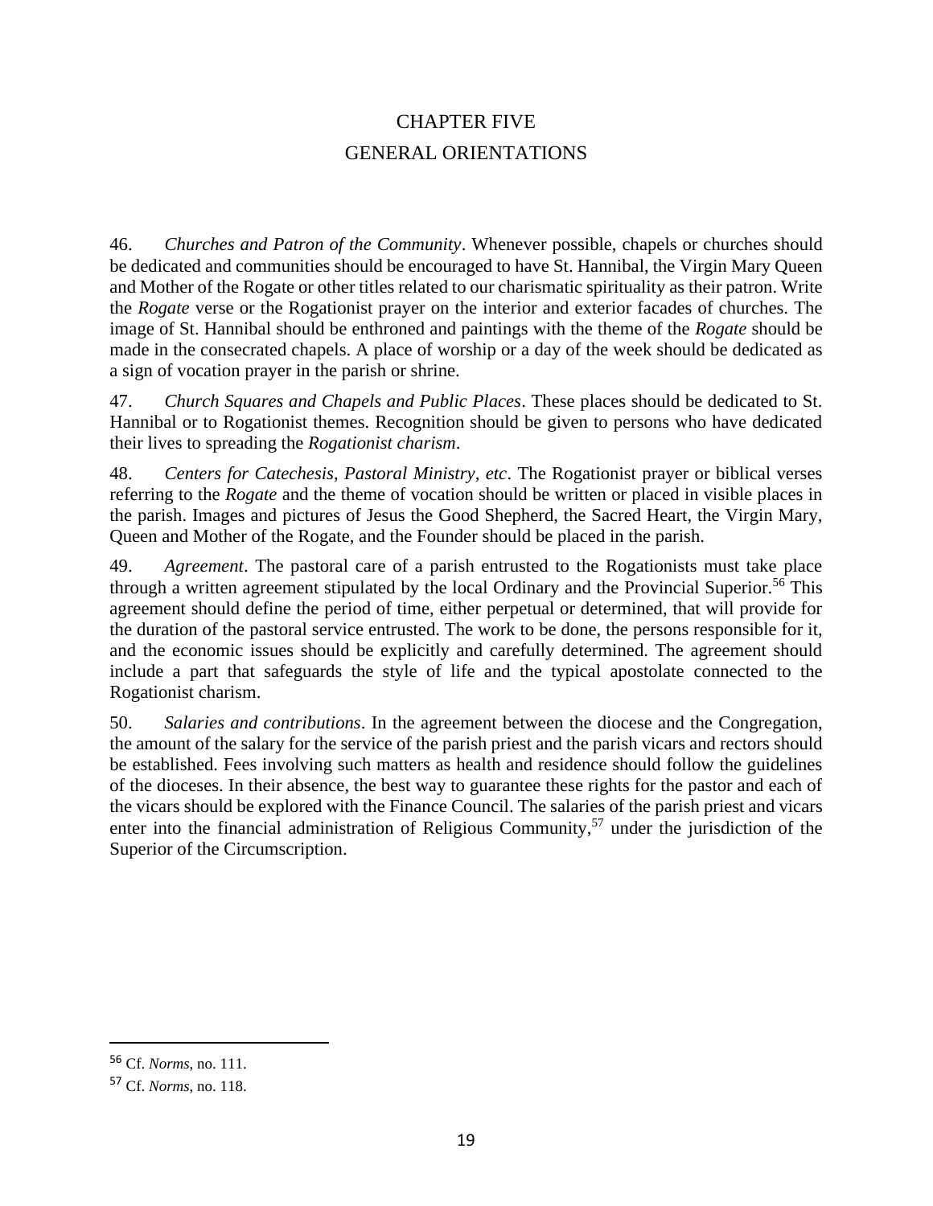# CHAPTER FIVE

# GENERAL ORIENTATIONS

46. *Churches and Patron of the Community*. Whenever possible, chapels or churches should be dedicated and communities should be encouraged to have St. Hannibal, the Virgin Mary Queen and Mother of the Rogate or other titles related to our charismatic spirituality as their patron. Write the *Rogate* verse or the Rogationist prayer on the interior and exterior facades of churches. The image of St. Hannibal should be enthroned and paintings with the theme of the *Rogate* should be made in the consecrated chapels. A place of worship or a day of the week should be dedicated as a sign of vocation prayer in the parish or shrine.

47. *Church Squares and Chapels and Public Places*. These places should be dedicated to St. Hannibal or to Rogationist themes. Recognition should be given to persons who have dedicated their lives to spreading the *Rogationist charism*.

48. *Centers for Catechesis, Pastoral Ministry, etc*. The Rogationist prayer or biblical verses referring to the *Rogate* and the theme of vocation should be written or placed in visible places in the parish. Images and pictures of Jesus the Good Shepherd, the Sacred Heart, the Virgin Mary, Queen and Mother of the Rogate, and the Founder should be placed in the parish.

49. *Agreement*. The pastoral care of a parish entrusted to the Rogationists must take place through a written agreement stipulated by the local Ordinary and the Provincial Superior.[56] This agreement should define the period of time, either perpetual or determined, that will provide for the duration of the pastoral service entrusted. The work to be done, the persons responsible for it, and the economic issues should be explicitly and carefully determined. The agreement should include a part that safeguards the style of life and the typical apostolate connected to the Rogationist charism.

50. *Salaries and contributions*. In the agreement between the diocese and the Congregation, the amount of the salary for the service of the parish priest and the parish vicars and rectors should be established. Fees involving such matters as health and residence should follow the guidelines of the dioceses. In their absence, the best way to guarantee these rights for the pastor and each of the vicars should be explored with the Finance Council. The salaries of the parish priest and vicars enter into the financial administration of Religious Community,[57] under the jurisdiction of the Superior of the Circumscription.

---

[56] Cf. *Norms*, no. 111.

[57] Cf. *Norms*, no. 118.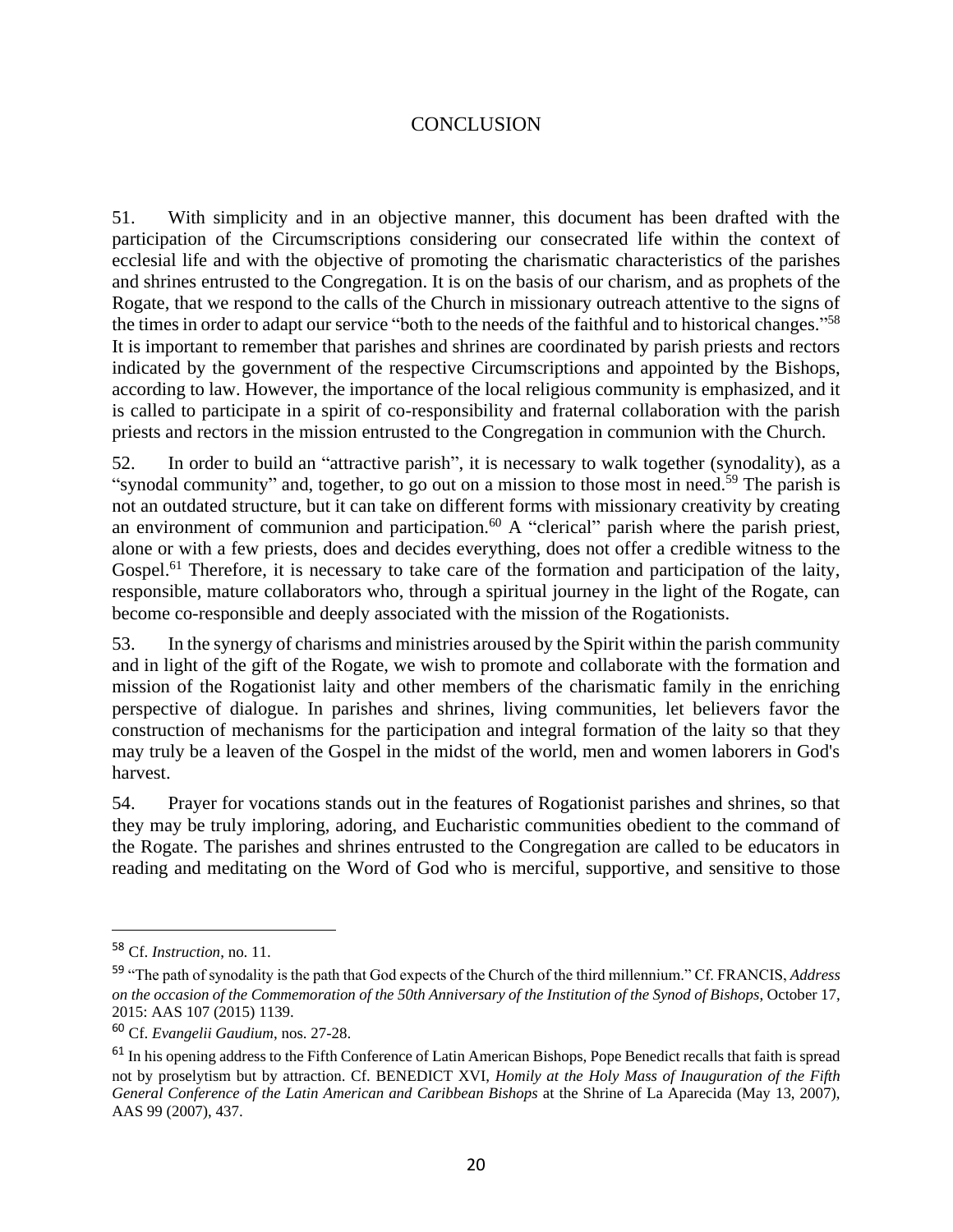# CONCLUSION

51. With simplicity and in an objective manner, this document has been drafted with the participation of the Circumscriptions considering our consecrated life within the context of ecclesial life and with the objective of promoting the charismatic characteristics of the parishes and shrines entrusted to the Congregation. It is on the basis of our charism, and as prophets of the Rogate, that we respond to the calls of the Church in missionary outreach attentive to the signs of the times in order to adapt our service "both to the needs of the faithful and to historical changes."[58] It is important to remember that parishes and shrines are coordinated by parish priests and rectors indicated by the government of the respective Circumscriptions and appointed by the Bishops, according to law. However, the importance of the local religious community is emphasized, and it is called to participate in a spirit of co-responsibility and fraternal collaboration with the parish priests and rectors in the mission entrusted to the Congregation in communion with the Church.

52. In order to build an "attractive parish", it is necessary to walk together (synodality), as a "synodal community" and, together, to go out on a mission to those most in need.[59] The parish is not an outdated structure, but it can take on different forms with missionary creativity by creating an environment of communion and participation.[60] A "clerical" parish where the parish priest, alone or with a few priests, does and decides everything, does not offer a credible witness to the Gospel.[61] Therefore, it is necessary to take care of the formation and participation of the laity, responsible, mature collaborators who, through a spiritual journey in the light of the Rogate, can become co-responsible and deeply associated with the mission of the Rogationists.

53. In the synergy of charisms and ministries aroused by the Spirit within the parish community and in light of the gift of the Rogate, we wish to promote and collaborate with the formation and mission of the Rogationist laity and other members of the charismatic family in the enriching perspective of dialogue. In parishes and shrines, living communities, let believers favor the construction of mechanisms for the participation and integral formation of the laity so that they may truly be a leaven of the Gospel in the midst of the world, men and women laborers in God's harvest.

54. Prayer for vocations stands out in the features of Rogationist parishes and shrines, so that they may be truly imploring, adoring, and Eucharistic communities obedient to the command of the Rogate. The parishes and shrines entrusted to the Congregation are called to be educators in reading and meditating on the Word of God who is merciful, supportive, and sensitive to those

---

[58] Cf. *Instruction*, no. 11.

[59] "The path of synodality is the path that God expects of the Church of the third millennium." Cf. FRANCIS, *Address on the occasion of the Commemoration of the 50th Anniversary of the Institution of the Synod of Bishops*, October 17, 2015: AAS 107 (2015) 1139.

[60] Cf. *Evangelii Gaudium*, nos. 27-28.

[61] In his opening address to the Fifth Conference of Latin American Bishops, Pope Benedict recalls that faith is spread not by proselytism but by attraction. Cf. BENEDICT XVI, *Homily at the Holy Mass of Inauguration of the Fifth General Conference of the Latin American and Caribbean Bishops* at the Shrine of La Aparecida (May 13, 2007), AAS 99 (2007), 437.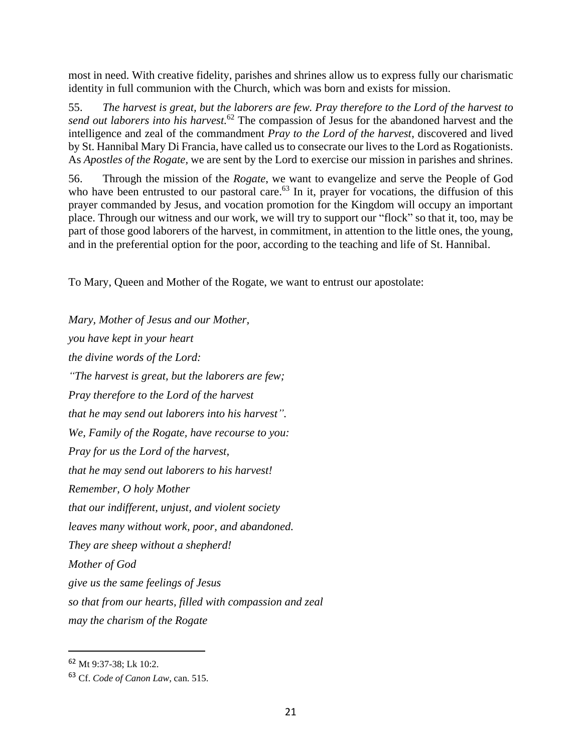most in need. With creative fidelity, parishes and shrines allow us to express fully our charismatic identity in full communion with the Church, which was born and exists for mission.

55. *The harvest is great, but the laborers are few. Pray therefore to the Lord of the harvest to send out laborers into his harvest.*[62] The compassion of Jesus for the abandoned harvest and the intelligence and zeal of the commandment *Pray to the Lord of the harvest*, discovered and lived by St. Hannibal Mary Di Francia, have called us to consecrate our lives to the Lord as Rogationists. As *Apostles of the Rogate,* we are sent by the Lord to exercise our mission in parishes and shrines.

56. Through the mission of the *Rogate*, we want to evangelize and serve the People of God who have been entrusted to our pastoral care.[63] In it, prayer for vocations, the diffusion of this prayer commanded by Jesus, and vocation promotion for the Kingdom will occupy an important place. Through our witness and our work, we will try to support our "flock" so that it, too, may be part of those good laborers of the harvest, in commitment, in attention to the little ones, the young, and in the preferential option for the poor, according to the teaching and life of St. Hannibal.

To Mary, Queen and Mother of the Rogate, we want to entrust our apostolate:

*Mary, Mother of Jesus and our Mother,*
*you have kept in your heart*
*the divine words of the Lord:*
*"The harvest is great, but the laborers are few;*
*Pray therefore to the Lord of the harvest*
*that he may send out laborers into his harvest".*
*We, Family of the Rogate, have recourse to you:*
*Pray for us the Lord of the harvest,*
*that he may send out laborers to his harvest!*
*Remember, O holy Mother*
*that our indifferent, unjust, and violent society*
*leaves many without work, poor, and abandoned.*
*They are sheep without a shepherd!*
*Mother of God*
*give us the same feelings of Jesus*
*so that from our hearts, filled with compassion and zeal*
*may the charism of the Rogate*

---

[62] Mt 9:37-38; Lk 10:2.

[63] Cf. *Code of Canon Law*, can. 515.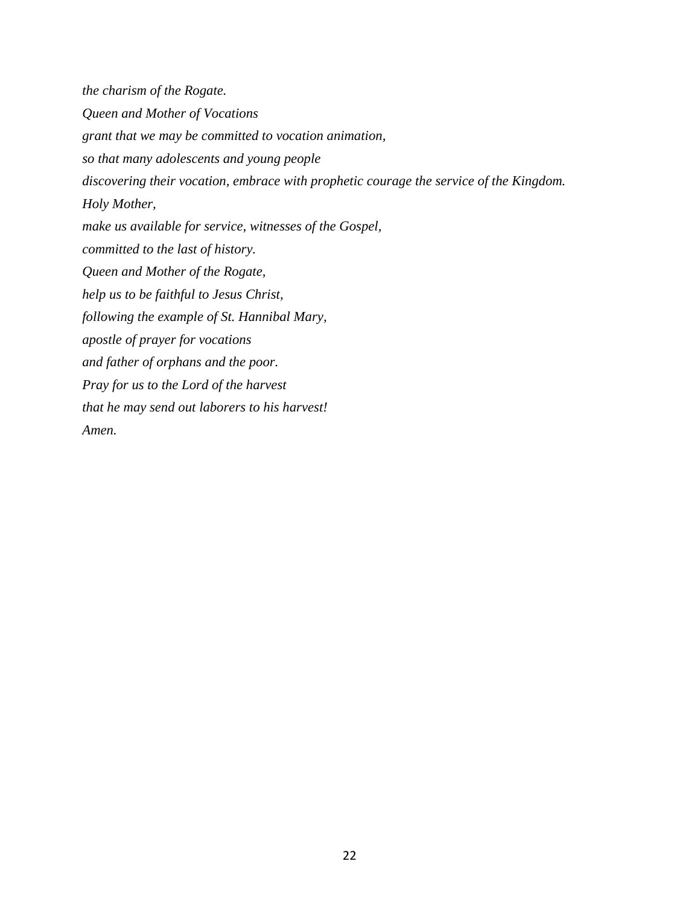*the charism of the Rogate.*

*Queen and Mother of Vocations*

*grant that we may be committed to vocation animation,*

*so that many adolescents and young people*

*discovering their vocation, embrace with prophetic courage the service of the Kingdom.*

*Holy Mother,*

*make us available for service, witnesses of the Gospel,*

*committed to the last of history.*

*Queen and Mother of the Rogate,*

*help us to be faithful to Jesus Christ,*

*following the example of St. Hannibal Mary,*

*apostle of prayer for vocations*

*and father of orphans and the poor.*

*Pray for us to the Lord of the harvest*

*that he may send out laborers to his harvest!*

*Amen.*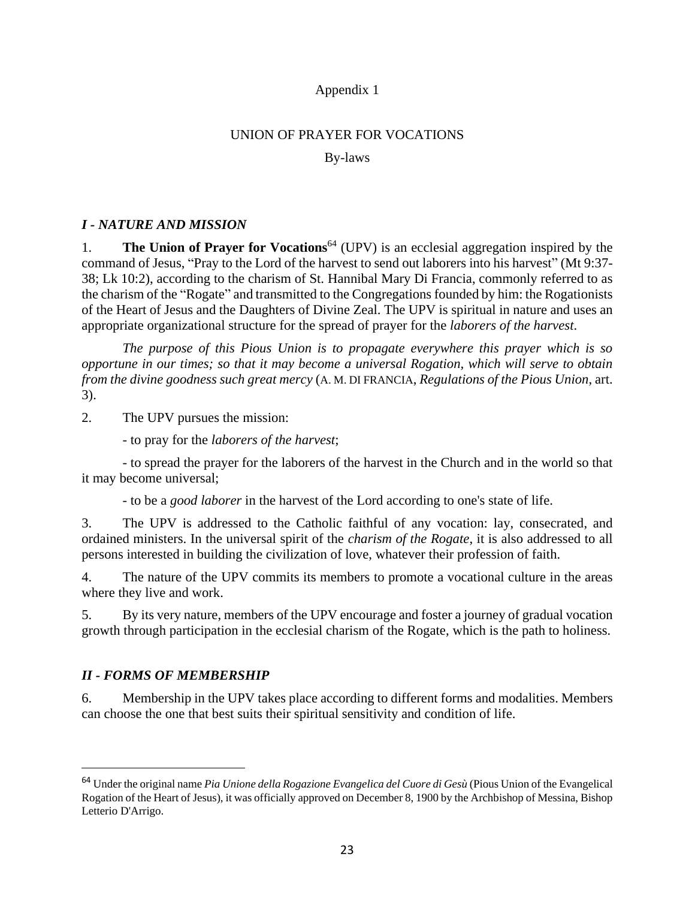Appendix 1

# UNION OF PRAYER FOR VOCATIONS

By-laws

## *I - NATURE AND MISSION*

1. **The Union of Prayer for Vocations**[64] (UPV) is an ecclesial aggregation inspired by the command of Jesus, "Pray to the Lord of the harvest to send out laborers into his harvest" (Mt 9:37-38; Lk 10:2), according to the charism of St. Hannibal Mary Di Francia, commonly referred to as the charism of the "Rogate" and transmitted to the Congregations founded by him: the Rogationists of the Heart of Jesus and the Daughters of Divine Zeal. The UPV is spiritual in nature and uses an appropriate organizational structure for the spread of prayer for the *laborers of the harvest*.

*The purpose of this Pious Union is to propagate everywhere this prayer which is so opportune in our times; so that it may become a universal Rogation, which will serve to obtain from the divine goodness such great mercy* (A. M. DI FRANCIA, *Regulations of the Pious Union*, art. 3).

2. The UPV pursues the mission:

- to pray for the *laborers of the harvest*;

- to spread the prayer for the laborers of the harvest in the Church and in the world so that it may become universal;

- to be a *good laborer* in the harvest of the Lord according to one's state of life.

3. The UPV is addressed to the Catholic faithful of any vocation: lay, consecrated, and ordained ministers. In the universal spirit of the *charism of the Rogate*, it is also addressed to all persons interested in building the civilization of love, whatever their profession of faith.

4. The nature of the UPV commits its members to promote a vocational culture in the areas where they live and work.

5. By its very nature, members of the UPV encourage and foster a journey of gradual vocation growth through participation in the ecclesial charism of the Rogate, which is the path to holiness.

## *II - FORMS OF MEMBERSHIP*

6. Membership in the UPV takes place according to different forms and modalities. Members can choose the one that best suits their spiritual sensitivity and condition of life.

---

[64] Under the original name *Pia Unione della Rogazione Evangelica del Cuore di Gesù* (Pious Union of the Evangelical Rogation of the Heart of Jesus), it was officially approved on December 8, 1900 by the Archbishop of Messina, Bishop Letterio D'Arrigo.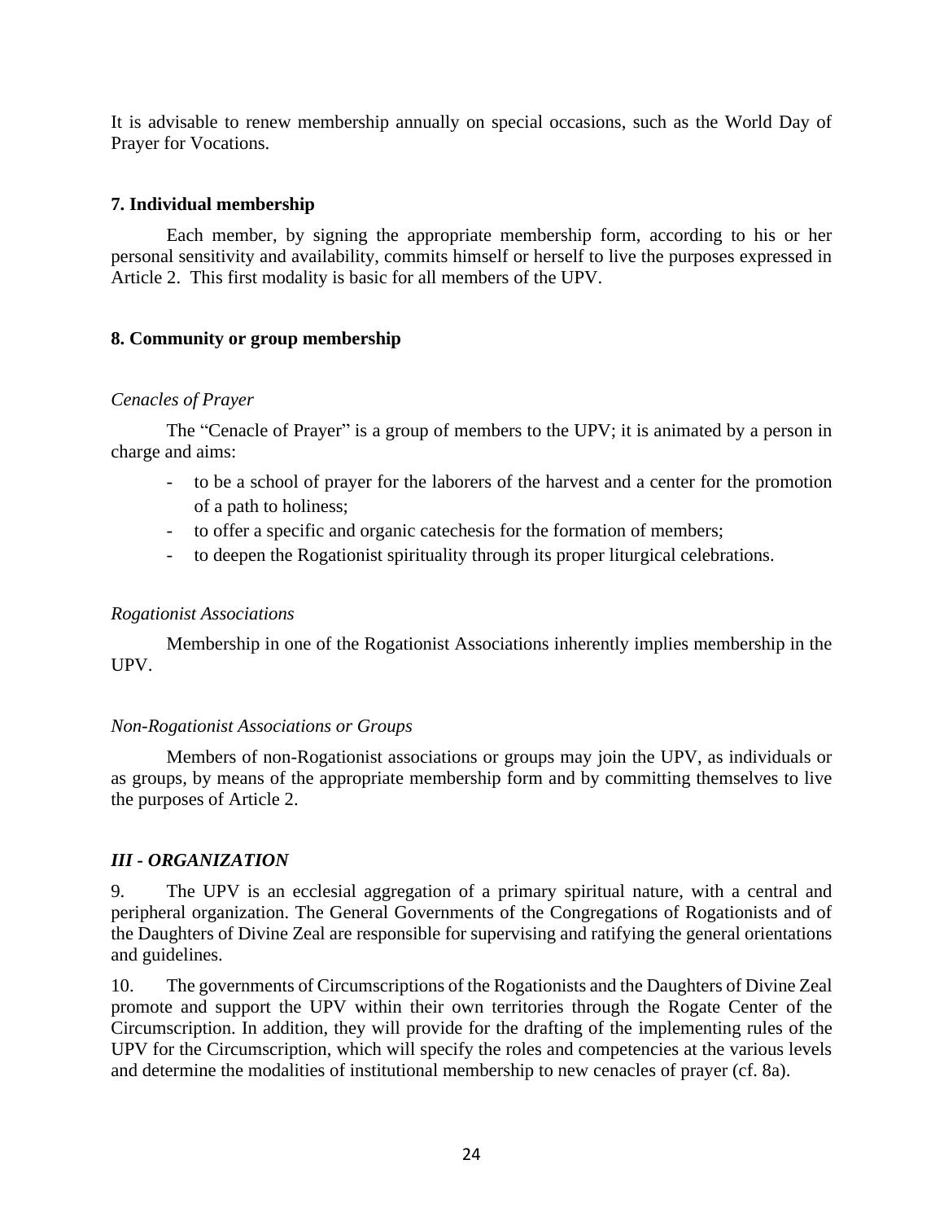It is advisable to renew membership annually on special occasions, such as the World Day of Prayer for Vocations.

### 7. Individual membership

Each member, by signing the appropriate membership form, according to his or her personal sensitivity and availability, commits himself or herself to live the purposes expressed in Article 2. This first modality is basic for all members of the UPV.

### 8. Community or group membership

*Cenacles of Prayer*

The "Cenacle of Prayer" is a group of members to the UPV; it is animated by a person in charge and aims:

- to be a school of prayer for the laborers of the harvest and a center for the promotion of a path to holiness;
- to offer a specific and organic catechesis for the formation of members;
- to deepen the Rogationist spirituality through its proper liturgical celebrations.

*Rogationist Associations*

Membership in one of the Rogationist Associations inherently implies membership in the UPV.

*Non-Rogationist Associations or Groups*

Members of non-Rogationist associations or groups may join the UPV, as individuals or as groups, by means of the appropriate membership form and by committing themselves to live the purposes of Article 2.

## *III - ORGANIZATION*

9. The UPV is an ecclesial aggregation of a primary spiritual nature, with a central and peripheral organization. The General Governments of the Congregations of Rogationists and of the Daughters of Divine Zeal are responsible for supervising and ratifying the general orientations and guidelines.

10. The governments of Circumscriptions of the Rogationists and the Daughters of Divine Zeal promote and support the UPV within their own territories through the Rogate Center of the Circumscription. In addition, they will provide for the drafting of the implementing rules of the UPV for the Circumscription, which will specify the roles and competencies at the various levels and determine the modalities of institutional membership to new cenacles of prayer (cf. 8a).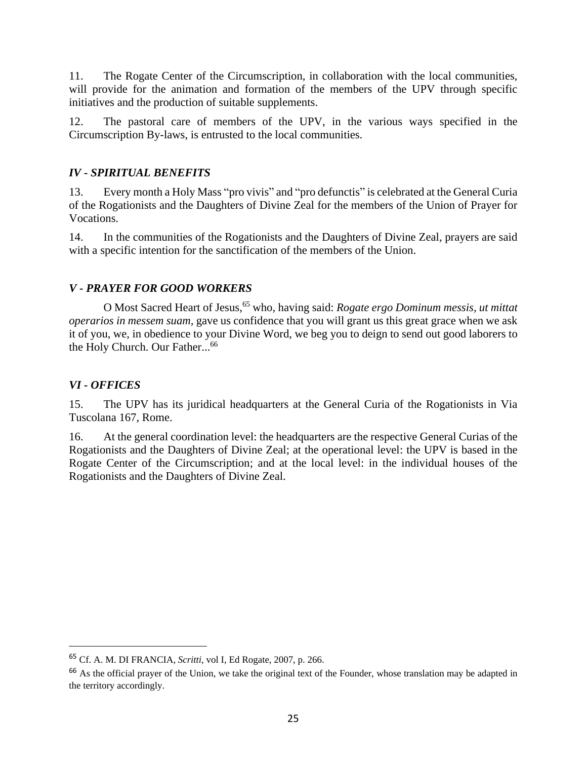11. The Rogate Center of the Circumscription, in collaboration with the local communities, will provide for the animation and formation of the members of the UPV through specific initiatives and the production of suitable supplements.

12. The pastoral care of members of the UPV, in the various ways specified in the Circumscription By-laws, is entrusted to the local communities.

### *IV - SPIRITUAL BENEFITS*

13. Every month a Holy Mass "pro vivis" and "pro defunctis" is celebrated at the General Curia of the Rogationists and the Daughters of Divine Zeal for the members of the Union of Prayer for Vocations.

14. In the communities of the Rogationists and the Daughters of Divine Zeal, prayers are said with a specific intention for the sanctification of the members of the Union.

### *V - PRAYER FOR GOOD WORKERS*

O Most Sacred Heart of Jesus,[65] who, having said: *Rogate ergo Dominum messis, ut mittat operarios in messem suam*, gave us confidence that you will grant us this great grace when we ask it of you, we, in obedience to your Divine Word, we beg you to deign to send out good laborers to the Holy Church. Our Father...[66]

### *VI - OFFICES*

15. The UPV has its juridical headquarters at the General Curia of the Rogationists in Via Tuscolana 167, Rome.

16. At the general coordination level: the headquarters are the respective General Curias of the Rogationists and the Daughters of Divine Zeal; at the operational level: the UPV is based in the Rogate Center of the Circumscription; and at the local level: in the individual houses of the Rogationists and the Daughters of Divine Zeal.

---

[65] Cf. A. M. DI FRANCIA, *Scritti*, vol I, Ed Rogate, 2007, p. 266.

[66] As the official prayer of the Union, we take the original text of the Founder, whose translation may be adapted in the territory accordingly.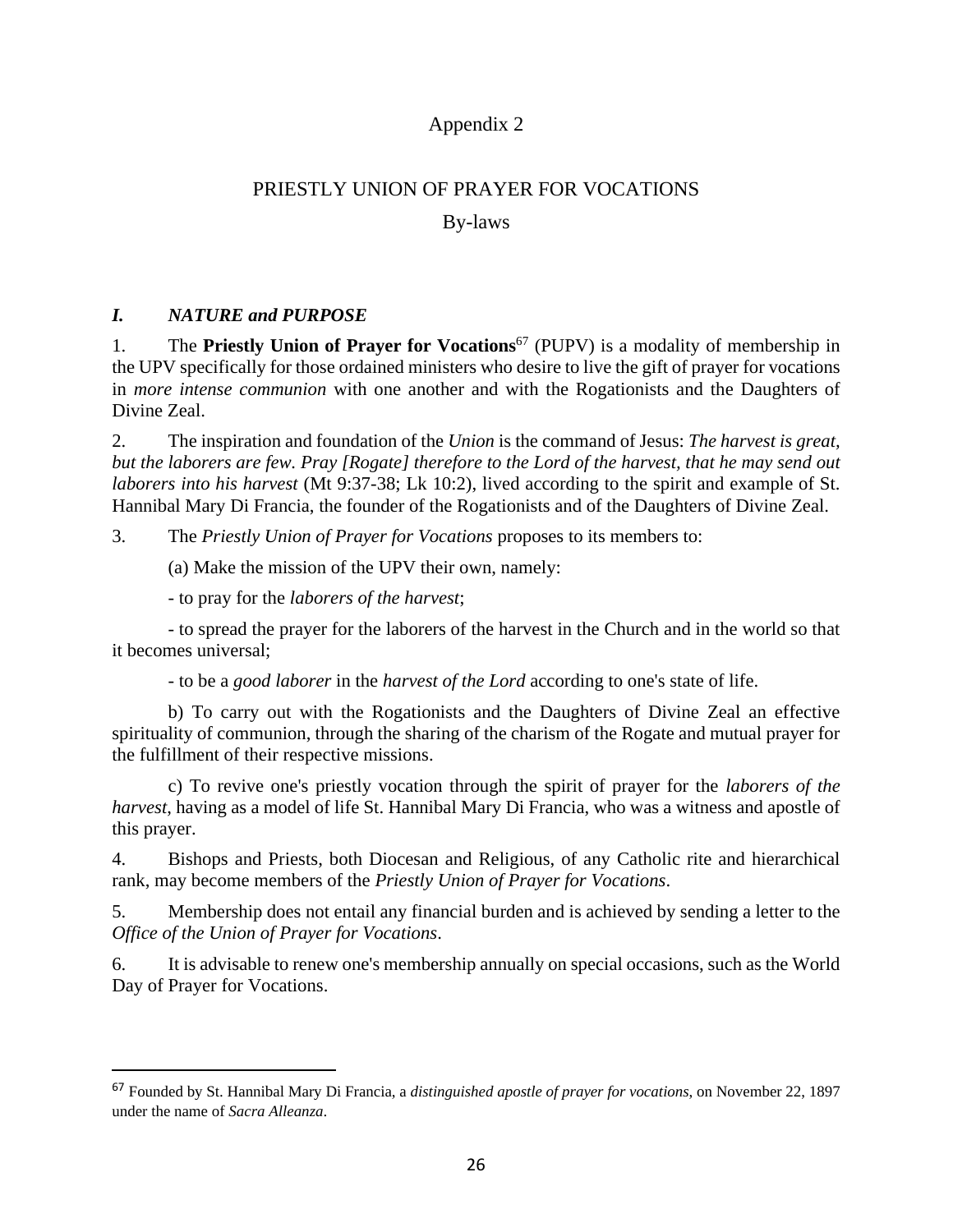# Appendix 2

## PRIESTLY UNION OF PRAYER FOR VOCATIONS

## By-laws

### *I. NATURE and PURPOSE*

1. The **Priestly Union of Prayer for Vocations**[67] (PUPV) is a modality of membership in the UPV specifically for those ordained ministers who desire to live the gift of prayer for vocations in *more intense communion* with one another and with the Rogationists and the Daughters of Divine Zeal.

2. The inspiration and foundation of the *Union* is the command of Jesus: *The harvest is great, but the laborers are few. Pray [Rogate] therefore to the Lord of the harvest, that he may send out laborers into his harvest* (Mt 9:37-38; Lk 10:2), lived according to the spirit and example of St. Hannibal Mary Di Francia, the founder of the Rogationists and of the Daughters of Divine Zeal.

3. The *Priestly Union of Prayer for Vocations* proposes to its members to:

(a) Make the mission of the UPV their own, namely:

- to pray for the *laborers of the harvest*;

- to spread the prayer for the laborers of the harvest in the Church and in the world so that it becomes universal;

- to be a *good laborer* in the *harvest of the Lord* according to one's state of life.

b) To carry out with the Rogationists and the Daughters of Divine Zeal an effective spirituality of communion, through the sharing of the charism of the Rogate and mutual prayer for the fulfillment of their respective missions.

c) To revive one's priestly vocation through the spirit of prayer for the *laborers of the harvest*, having as a model of life St. Hannibal Mary Di Francia, who was a witness and apostle of this prayer.

4. Bishops and Priests, both Diocesan and Religious, of any Catholic rite and hierarchical rank, may become members of the *Priestly Union of Prayer for Vocations*.

5. Membership does not entail any financial burden and is achieved by sending a letter to the *Office of the Union of Prayer for Vocations*.

6. It is advisable to renew one's membership annually on special occasions, such as the World Day of Prayer for Vocations.

---

[67] Founded by St. Hannibal Mary Di Francia, a *distinguished apostle of prayer for vocations,* on November 22, 1897 under the name of *Sacra Alleanza*.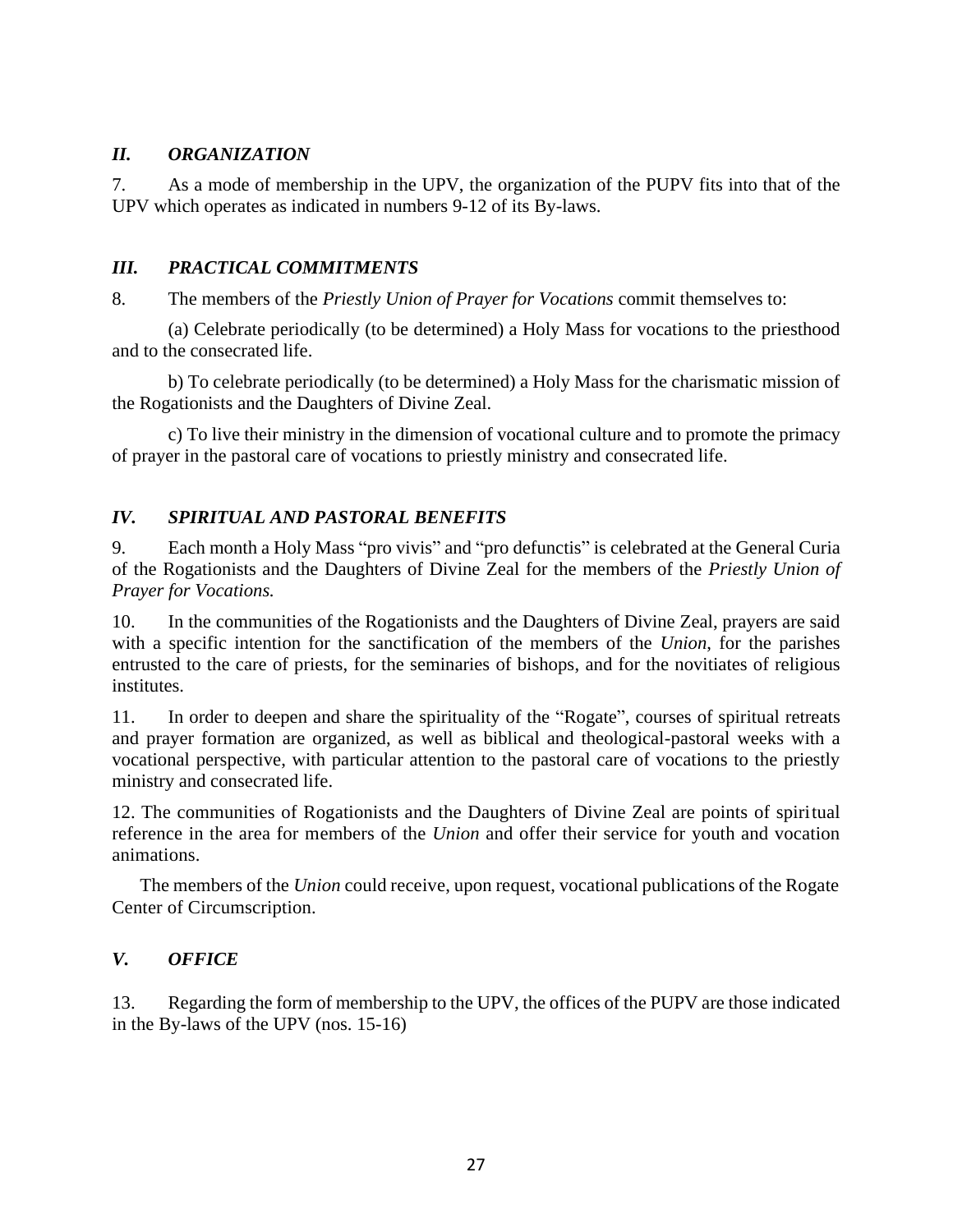## *II. ORGANIZATION*

7. As a mode of membership in the UPV, the organization of the PUPV fits into that of the UPV which operates as indicated in numbers 9-12 of its By-laws.

## *III. PRACTICAL COMMITMENTS*

8. The members of the *Priestly Union of Prayer for Vocations* commit themselves to:

(a) Celebrate periodically (to be determined) a Holy Mass for vocations to the priesthood and to the consecrated life.

b) To celebrate periodically (to be determined) a Holy Mass for the charismatic mission of the Rogationists and the Daughters of Divine Zeal.

c) To live their ministry in the dimension of vocational culture and to promote the primacy of prayer in the pastoral care of vocations to priestly ministry and consecrated life.

## *IV. SPIRITUAL AND PASTORAL BENEFITS*

9. Each month a Holy Mass "pro vivis" and "pro defunctis" is celebrated at the General Curia of the Rogationists and the Daughters of Divine Zeal for the members of the *Priestly Union of Prayer for Vocations.*

10. In the communities of the Rogationists and the Daughters of Divine Zeal, prayers are said with a specific intention for the sanctification of the members of the *Union*, for the parishes entrusted to the care of priests, for the seminaries of bishops, and for the novitiates of religious institutes.

11. In order to deepen and share the spirituality of the "Rogate", courses of spiritual retreats and prayer formation are organized, as well as biblical and theological-pastoral weeks with a vocational perspective, with particular attention to the pastoral care of vocations to the priestly ministry and consecrated life.

12. The communities of Rogationists and the Daughters of Divine Zeal are points of spiritual reference in the area for members of the *Union* and offer their service for youth and vocation animations.

The members of the *Union* could receive, upon request, vocational publications of the Rogate Center of Circumscription.

## *V. OFFICE*

13. Regarding the form of membership to the UPV, the offices of the PUPV are those indicated in the By-laws of the UPV (nos. 15-16)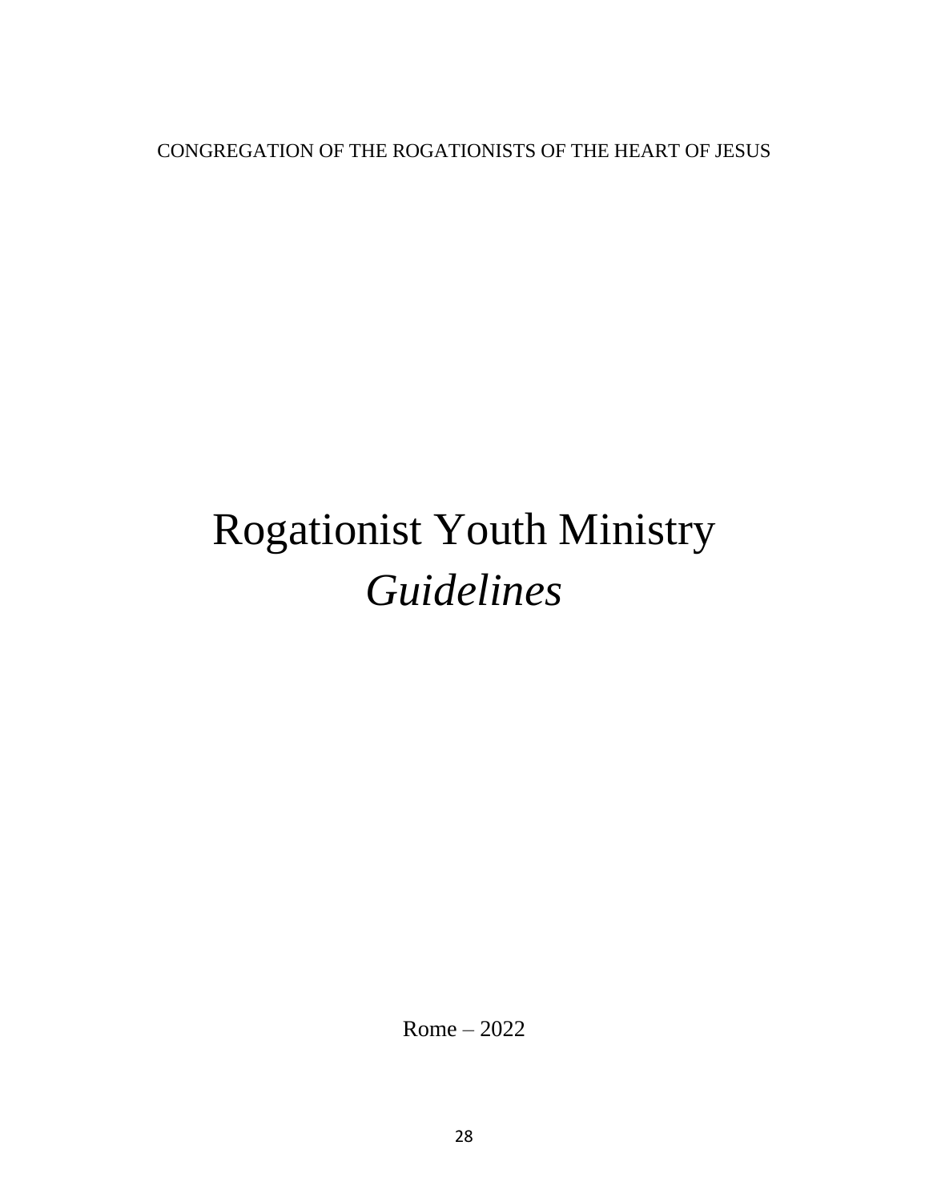CONGREGATION OF THE ROGATIONISTS OF THE HEART OF JESUS

# Rogationist Youth Ministry
# *Guidelines*

Rome – 2022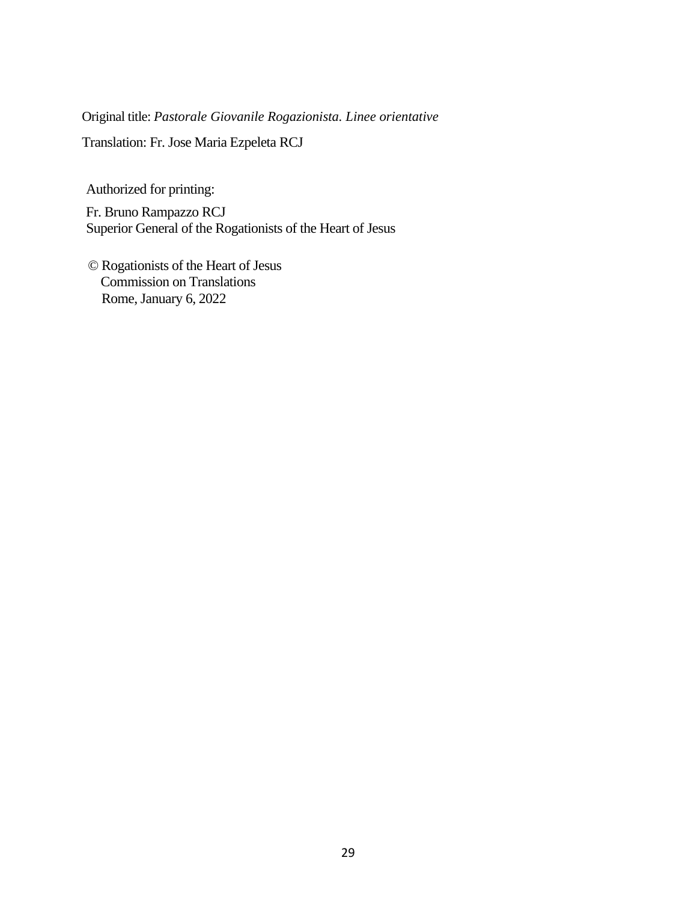Original title: *Pastorale Giovanile Rogazionista. Linee orientative*

Translation: Fr. Jose Maria Ezpeleta RCJ

Authorized for printing:

Fr. Bruno Rampazzo RCJ
Superior General of the Rogationists of the Heart of Jesus

© Rogationists of the Heart of Jesus
Commission on Translations
Rome, January 6, 2022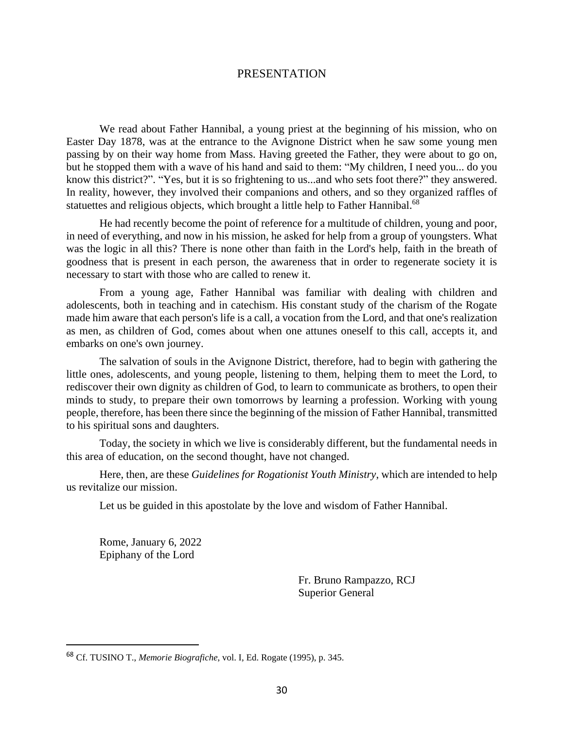# PRESENTATION

We read about Father Hannibal, a young priest at the beginning of his mission, who on Easter Day 1878, was at the entrance to the Avignone District when he saw some young men passing by on their way home from Mass. Having greeted the Father, they were about to go on, but he stopped them with a wave of his hand and said to them: "My children, I need you... do you know this district?". "Yes, but it is so frightening to us...and who sets foot there?" they answered. In reality, however, they involved their companions and others, and so they organized raffles of statuettes and religious objects, which brought a little help to Father Hannibal.[68]

He had recently become the point of reference for a multitude of children, young and poor, in need of everything, and now in his mission, he asked for help from a group of youngsters. What was the logic in all this? There is none other than faith in the Lord's help, faith in the breath of goodness that is present in each person, the awareness that in order to regenerate society it is necessary to start with those who are called to renew it.

From a young age, Father Hannibal was familiar with dealing with children and adolescents, both in teaching and in catechism. His constant study of the charism of the Rogate made him aware that each person's life is a call, a vocation from the Lord, and that one's realization as men, as children of God, comes about when one attunes oneself to this call, accepts it, and embarks on one's own journey.

The salvation of souls in the Avignone District, therefore, had to begin with gathering the little ones, adolescents, and young people, listening to them, helping them to meet the Lord, to rediscover their own dignity as children of God, to learn to communicate as brothers, to open their minds to study, to prepare their own tomorrows by learning a profession. Working with young people, therefore, has been there since the beginning of the mission of Father Hannibal, transmitted to his spiritual sons and daughters.

Today, the society in which we live is considerably different, but the fundamental needs in this area of education, on the second thought, have not changed.

Here, then, are these *Guidelines for Rogationist Youth Ministry*, which are intended to help us revitalize our mission.

Let us be guided in this apostolate by the love and wisdom of Father Hannibal.

Rome, January 6, 2022
Epiphany of the Lord

Fr. Bruno Rampazzo, RCJ
Superior General

---

[68] Cf. TUSINO T., *Memorie Biografiche*, vol. I, Ed. Rogate (1995), p. 345.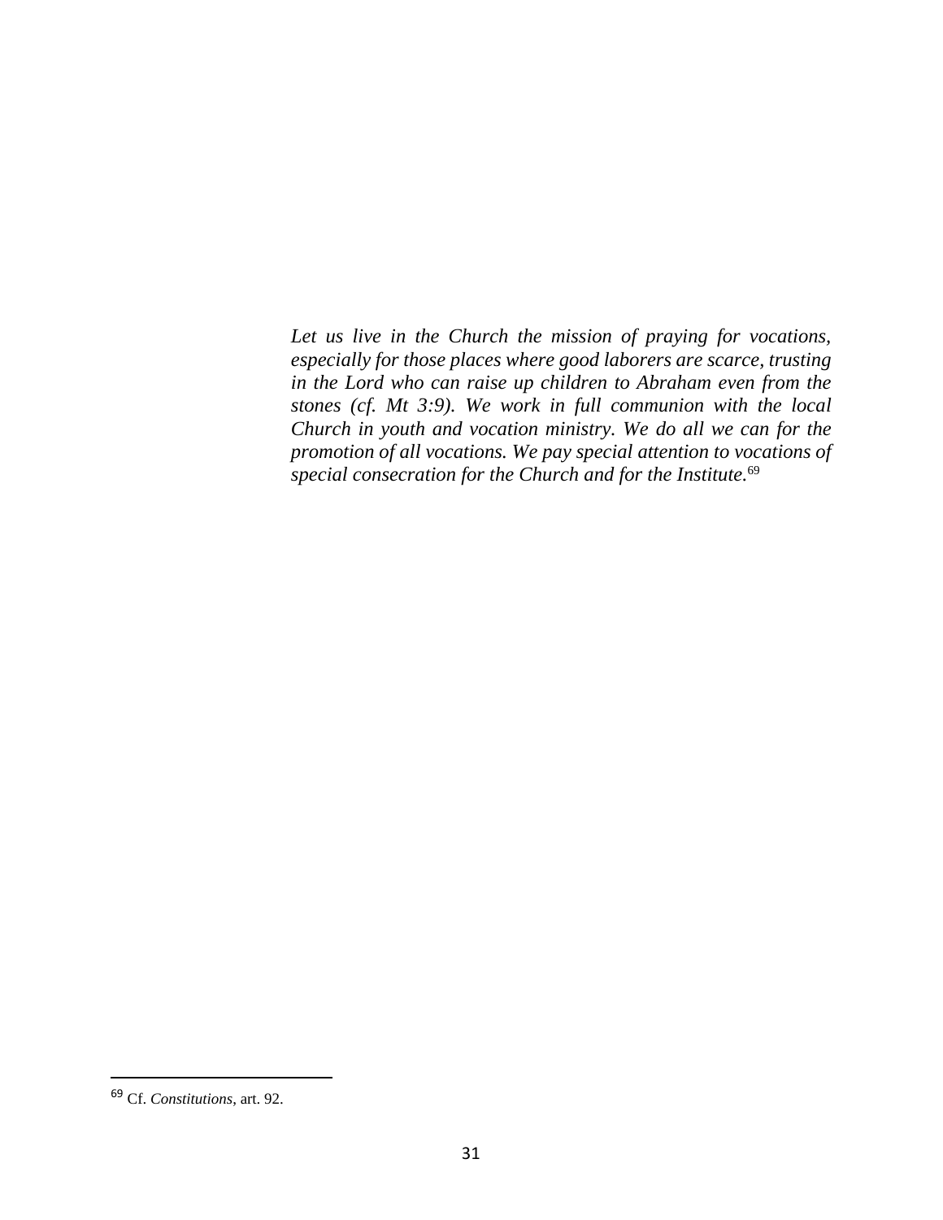*Let us live in the Church the mission of praying for vocations, especially for those places where good laborers are scarce, trusting in the Lord who can raise up children to Abraham even from the stones (cf. Mt 3:9). We work in full communion with the local Church in youth and vocation ministry. We do all we can for the promotion of all vocations. We pay special attention to vocations of special consecration for the Church and for the Institute.*[69]

---

[69] Cf. *Constitutions*, art. 92.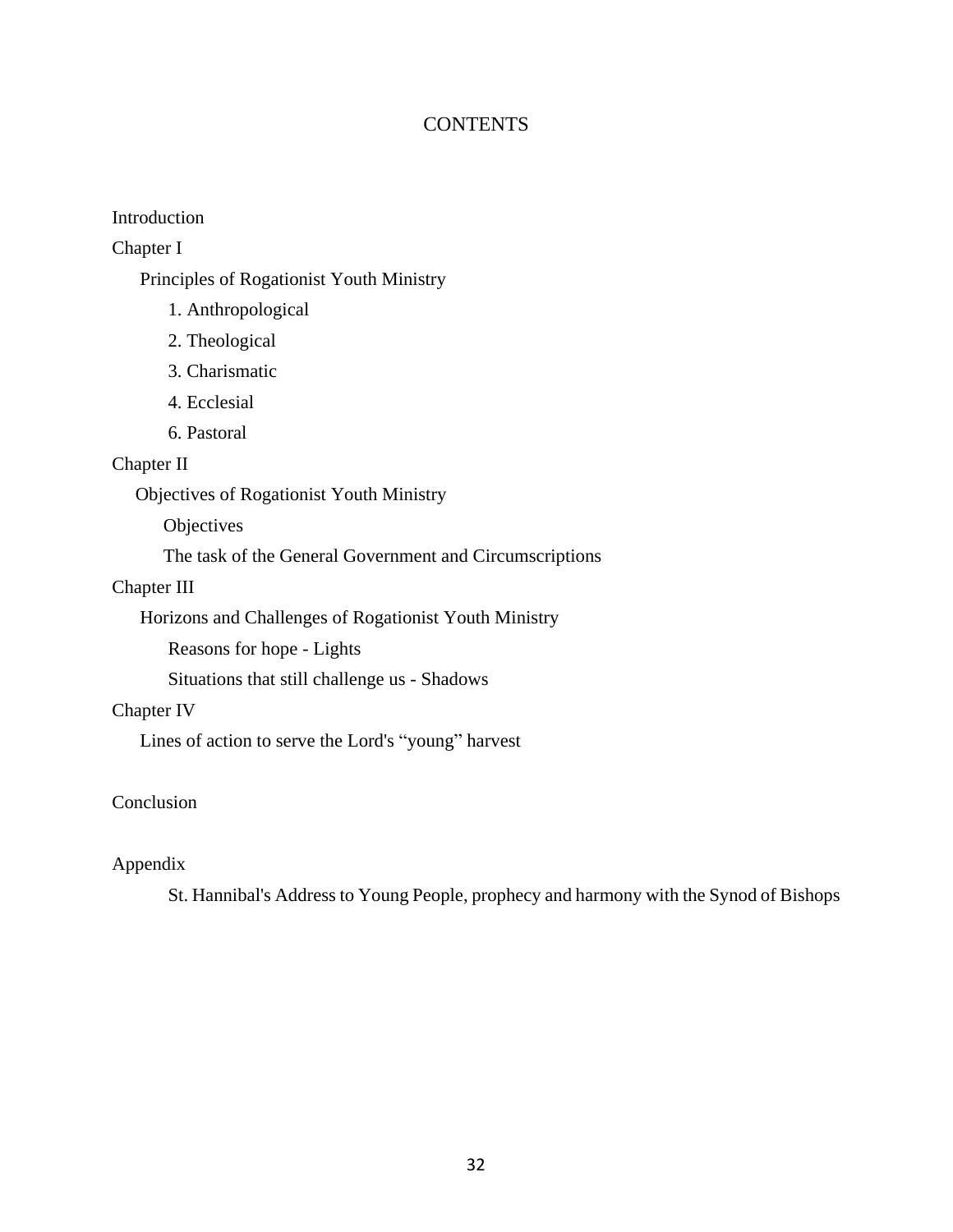# CONTENTS

Introduction

Chapter I

- Principles of Rogationist Youth Ministry
  - 1. Anthropological
  - 2. Theological
  - 3. Charismatic
  - 4. Ecclesial
  - 6. Pastoral

Chapter II

- Objectives of Rogationist Youth Ministry
  - Objectives
  - The task of the General Government and Circumscriptions

Chapter III

- Horizons and Challenges of Rogationist Youth Ministry
  - Reasons for hope - Lights
  - Situations that still challenge us - Shadows

Chapter IV

- Lines of action to serve the Lord's “young” harvest

Conclusion

Appendix

- St. Hannibal's Address to Young People, prophecy and harmony with the Synod of Bishops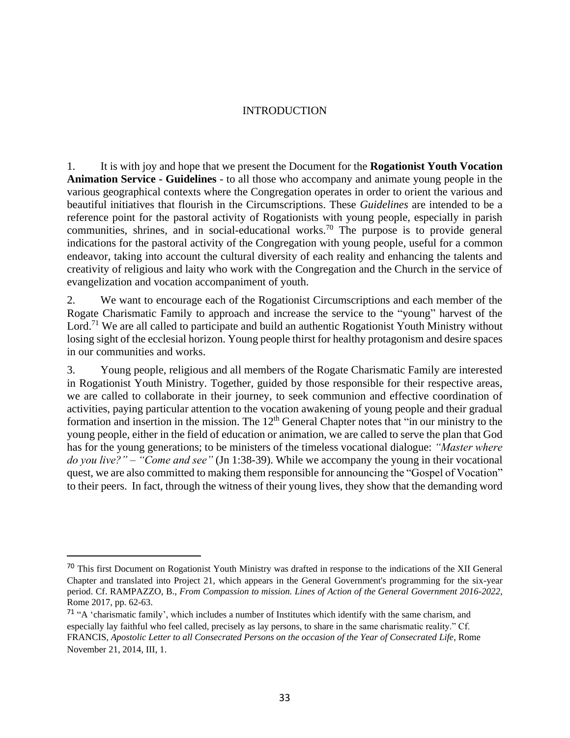# INTRODUCTION

1. It is with joy and hope that we present the Document for the **Rogationist Youth Vocation Animation Service - Guidelines** - to all those who accompany and animate young people in the various geographical contexts where the Congregation operates in order to orient the various and beautiful initiatives that flourish in the Circumscriptions. These *Guidelines* are intended to be a reference point for the pastoral activity of Rogationists with young people, especially in parish communities, shrines, and in social-educational works.[70] The purpose is to provide general indications for the pastoral activity of the Congregation with young people, useful for a common endeavor, taking into account the cultural diversity of each reality and enhancing the talents and creativity of religious and laity who work with the Congregation and the Church in the service of evangelization and vocation accompaniment of youth.

2. We want to encourage each of the Rogationist Circumscriptions and each member of the Rogate Charismatic Family to approach and increase the service to the "young" harvest of the Lord.[71] We are all called to participate and build an authentic Rogationist Youth Ministry without losing sight of the ecclesial horizon. Young people thirst for healthy protagonism and desire spaces in our communities and works.

3. Young people, religious and all members of the Rogate Charismatic Family are interested in Rogationist Youth Ministry. Together, guided by those responsible for their respective areas, we are called to collaborate in their journey, to seek communion and effective coordination of activities, paying particular attention to the vocation awakening of young people and their gradual formation and insertion in the mission. The 12th General Chapter notes that "in our ministry to the young people, either in the field of education or animation, we are called to serve the plan that God has for the young generations; to be ministers of the timeless vocational dialogue: *"Master where do you live?" – "Come and see"* (Jn 1:38-39). While we accompany the young in their vocational quest, we are also committed to making them responsible for announcing the "Gospel of Vocation" to their peers. In fact, through the witness of their young lives, they show that the demanding word

---

[70] This first Document on Rogationist Youth Ministry was drafted in response to the indications of the XII General Chapter and translated into Project 21, which appears in the General Government's programming for the six-year period. Cf. RAMPAZZO, B., *From Compassion to mission. Lines of Action of the General Government 2016-2022*, Rome 2017, pp. 62-63.

[71] "A 'charismatic family', which includes a number of Institutes which identify with the same charism, and especially lay faithful who feel called, precisely as lay persons, to share in the same charismatic reality." Cf. FRANCIS, *Apostolic Letter to all Consecrated Persons on the occasion of the Year of Consecrated Life*, Rome November 21, 2014, III, 1.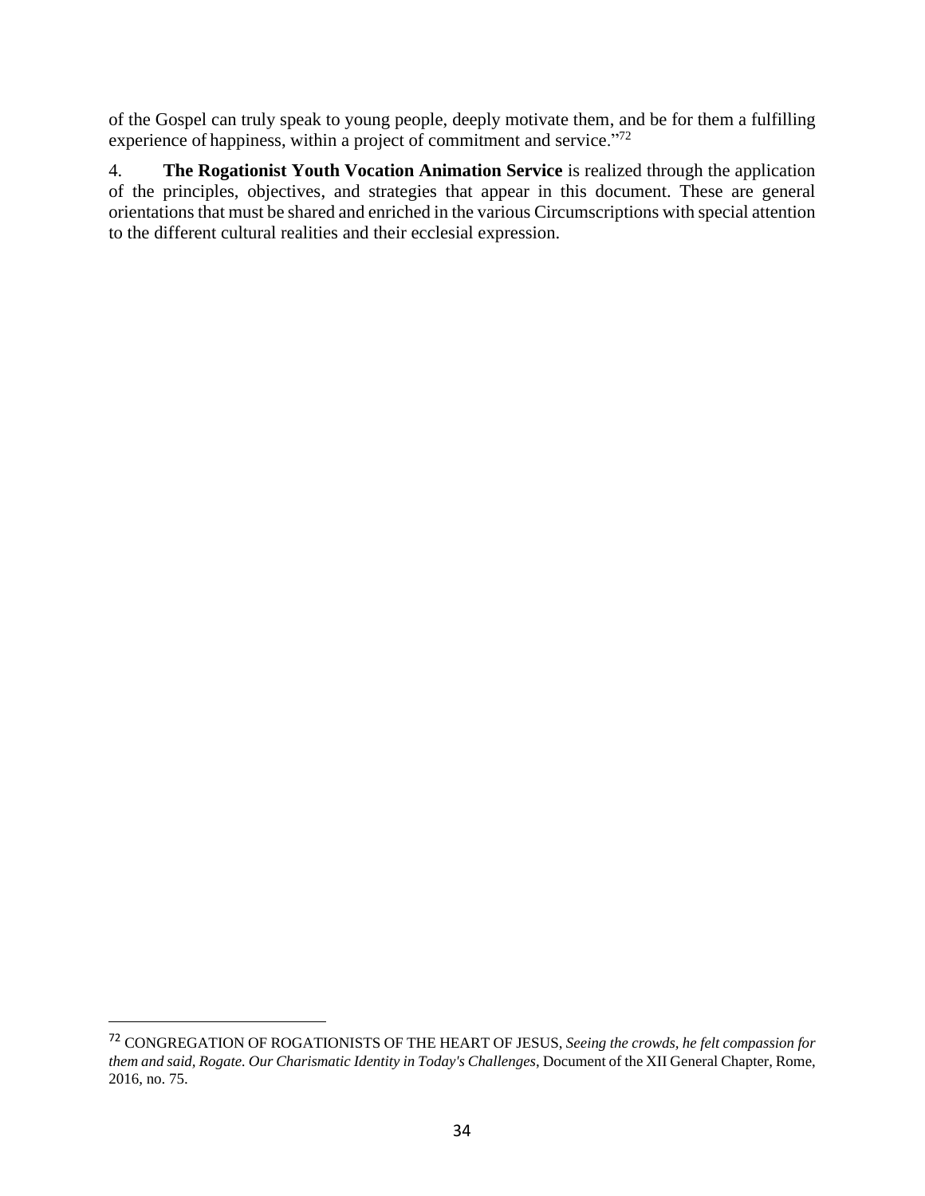of the Gospel can truly speak to young people, deeply motivate them, and be for them a fulfilling experience of happiness, within a project of commitment and service."[72]

4. **The Rogationist Youth Vocation Animation Service** is realized through the application of the principles, objectives, and strategies that appear in this document. These are general orientations that must be shared and enriched in the various Circumscriptions with special attention to the different cultural realities and their ecclesial expression.

---

[72] CONGREGATION OF ROGATIONISTS OF THE HEART OF JESUS, *Seeing the crowds, he felt compassion for them and said, Rogate. Our Charismatic Identity in Today's Challenges*, Document of the XII General Chapter, Rome, 2016, no. 75.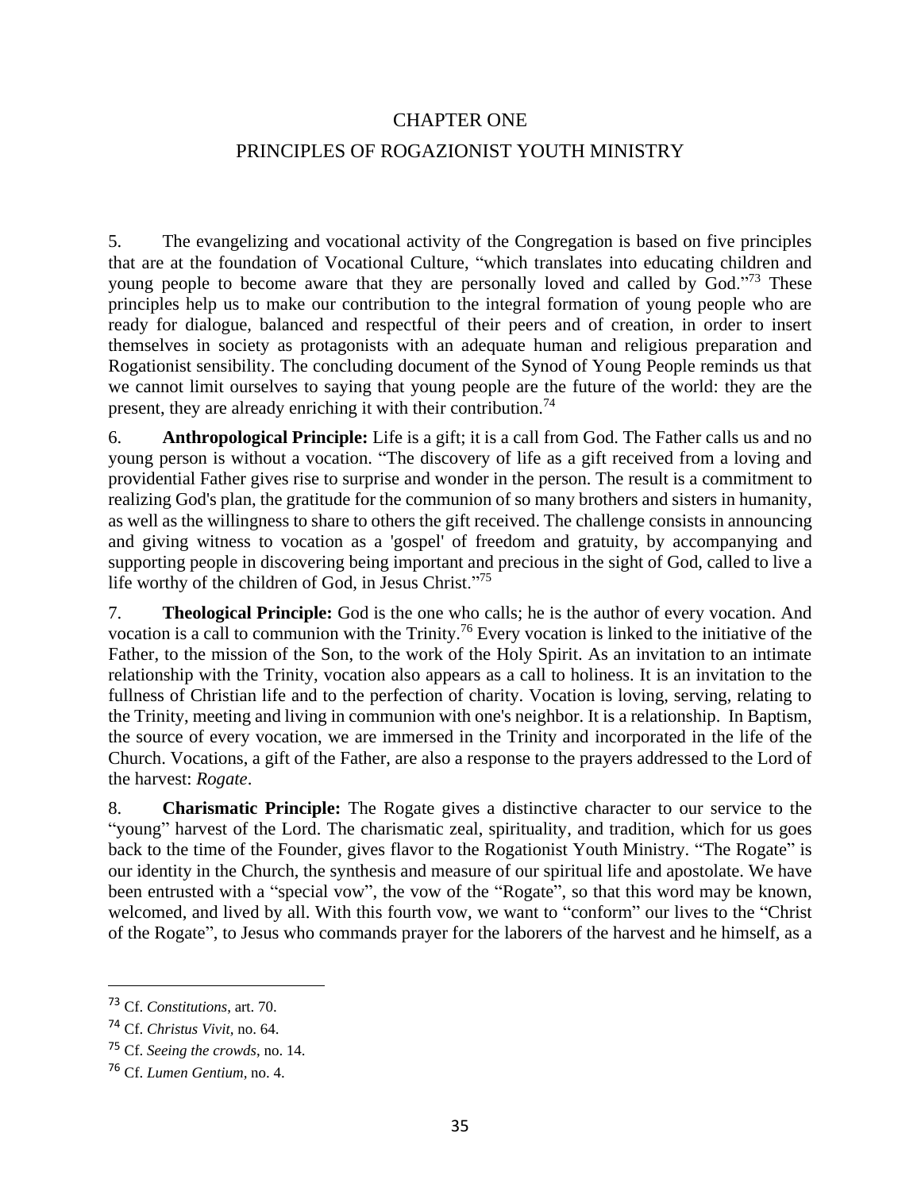# CHAPTER ONE

## PRINCIPLES OF ROGAZIONIST YOUTH MINISTRY

5. The evangelizing and vocational activity of the Congregation is based on five principles that are at the foundation of Vocational Culture, “which translates into educating children and young people to become aware that they are personally loved and called by God.”[73] These principles help us to make our contribution to the integral formation of young people who are ready for dialogue, balanced and respectful of their peers and of creation, in order to insert themselves in society as protagonists with an adequate human and religious preparation and Rogationist sensibility. The concluding document of the Synod of Young People reminds us that we cannot limit ourselves to saying that young people are the future of the world: they are the present, they are already enriching it with their contribution.[74]

6. **Anthropological Principle:** Life is a gift; it is a call from God. The Father calls us and no young person is without a vocation. “The discovery of life as a gift received from a loving and providential Father gives rise to surprise and wonder in the person. The result is a commitment to realizing God's plan, the gratitude for the communion of so many brothers and sisters in humanity, as well as the willingness to share to others the gift received. The challenge consists in announcing and giving witness to vocation as a 'gospel' of freedom and gratuity, by accompanying and supporting people in discovering being important and precious in the sight of God, called to live a life worthy of the children of God, in Jesus Christ.”[75]

7. **Theological Principle:** God is the one who calls; he is the author of every vocation. And vocation is a call to communion with the Trinity.[76] Every vocation is linked to the initiative of the Father, to the mission of the Son, to the work of the Holy Spirit. As an invitation to an intimate relationship with the Trinity, vocation also appears as a call to holiness. It is an invitation to the fullness of Christian life and to the perfection of charity. Vocation is loving, serving, relating to the Trinity, meeting and living in communion with one's neighbor. It is a relationship. In Baptism, the source of every vocation, we are immersed in the Trinity and incorporated in the life of the Church. Vocations, a gift of the Father, are also a response to the prayers addressed to the Lord of the harvest: *Rogate*.

8. **Charismatic Principle:** The Rogate gives a distinctive character to our service to the “young” harvest of the Lord. The charismatic zeal, spirituality, and tradition, which for us goes back to the time of the Founder, gives flavor to the Rogationist Youth Ministry. “The Rogate” is our identity in the Church, the synthesis and measure of our spiritual life and apostolate. We have been entrusted with a “special vow”, the vow of the “Rogate”, so that this word may be known, welcomed, and lived by all. With this fourth vow, we want to “conform” our lives to the “Christ of the Rogate”, to Jesus who commands prayer for the laborers of the harvest and he himself, as a

---

[73] Cf. *Constitutions*, art. 70.

[74] Cf. *Christus Vivit*, no. 64.

[75] Cf. *Seeing the crowds*, no. 14.

[76] Cf. *Lumen Gentium*, no. 4.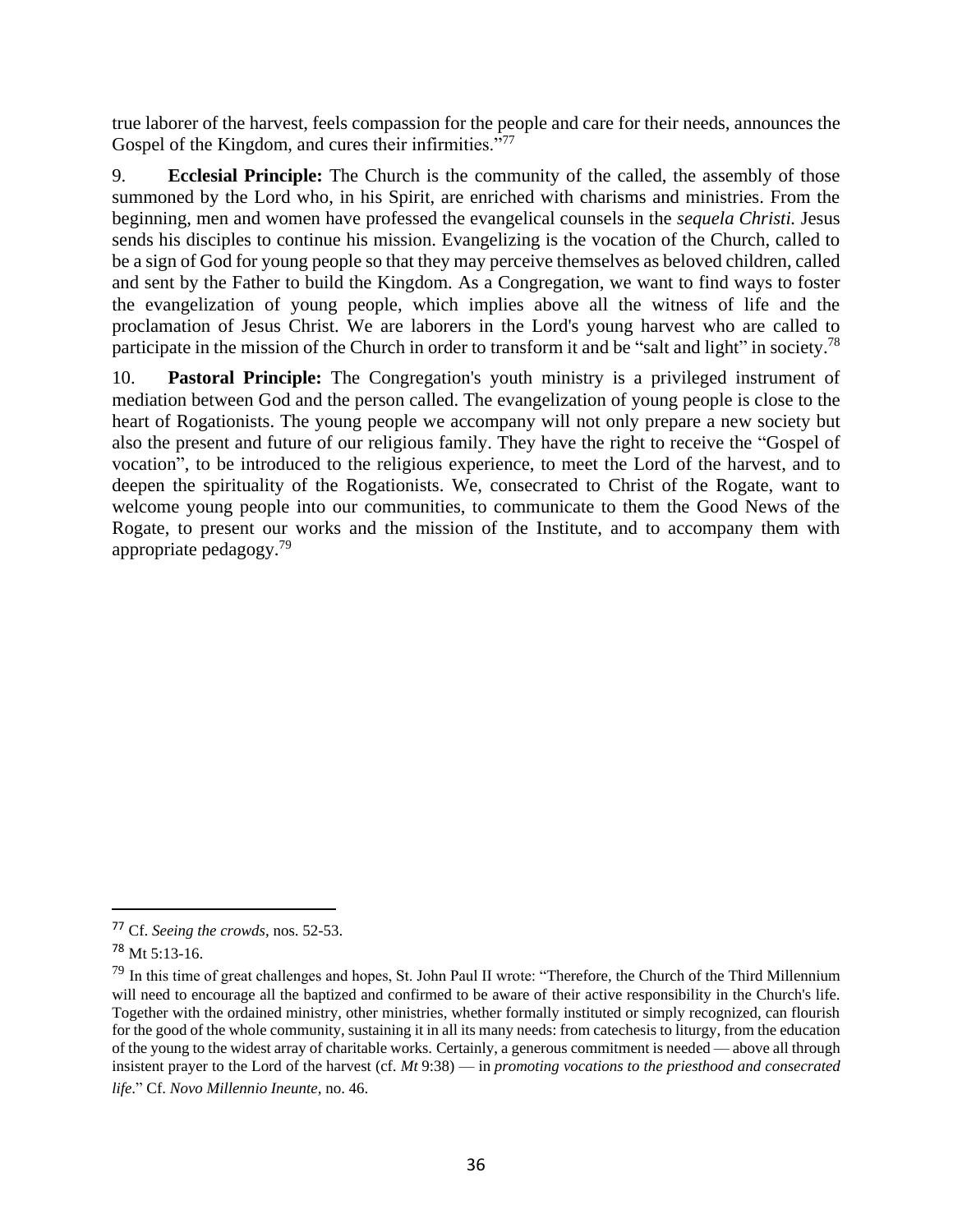true laborer of the harvest, feels compassion for the people and care for their needs, announces the Gospel of the Kingdom, and cures their infirmities."[77]

9. **Ecclesial Principle:** The Church is the community of the called, the assembly of those summoned by the Lord who, in his Spirit, are enriched with charisms and ministries. From the beginning, men and women have professed the evangelical counsels in the *sequela Christi.* Jesus sends his disciples to continue his mission. Evangelizing is the vocation of the Church, called to be a sign of God for young people so that they may perceive themselves as beloved children, called and sent by the Father to build the Kingdom. As a Congregation, we want to find ways to foster the evangelization of young people, which implies above all the witness of life and the proclamation of Jesus Christ. We are laborers in the Lord's young harvest who are called to participate in the mission of the Church in order to transform it and be "salt and light" in society.[78]

10. **Pastoral Principle:** The Congregation's youth ministry is a privileged instrument of mediation between God and the person called. The evangelization of young people is close to the heart of Rogationists. The young people we accompany will not only prepare a new society but also the present and future of our religious family. They have the right to receive the "Gospel of vocation", to be introduced to the religious experience, to meet the Lord of the harvest, and to deepen the spirituality of the Rogationists. We, consecrated to Christ of the Rogate, want to welcome young people into our communities, to communicate to them the Good News of the Rogate, to present our works and the mission of the Institute, and to accompany them with appropriate pedagogy.[79]

---

[77] Cf. *Seeing the crowds*, nos. 52-53.

[78] Mt 5:13-16.

[79] In this time of great challenges and hopes, St. John Paul II wrote: "Therefore, the Church of the Third Millennium will need to encourage all the baptized and confirmed to be aware of their active responsibility in the Church's life. Together with the ordained ministry, other ministries, whether formally instituted or simply recognized, can flourish for the good of the whole community, sustaining it in all its many needs: from catechesis to liturgy, from the education of the young to the widest array of charitable works. Certainly, a generous commitment is needed — above all through insistent prayer to the Lord of the harvest (cf. *Mt* 9:38) — in *promoting vocations to the priesthood and consecrated life*." Cf. *Novo Millennio Ineunte*, no. 46.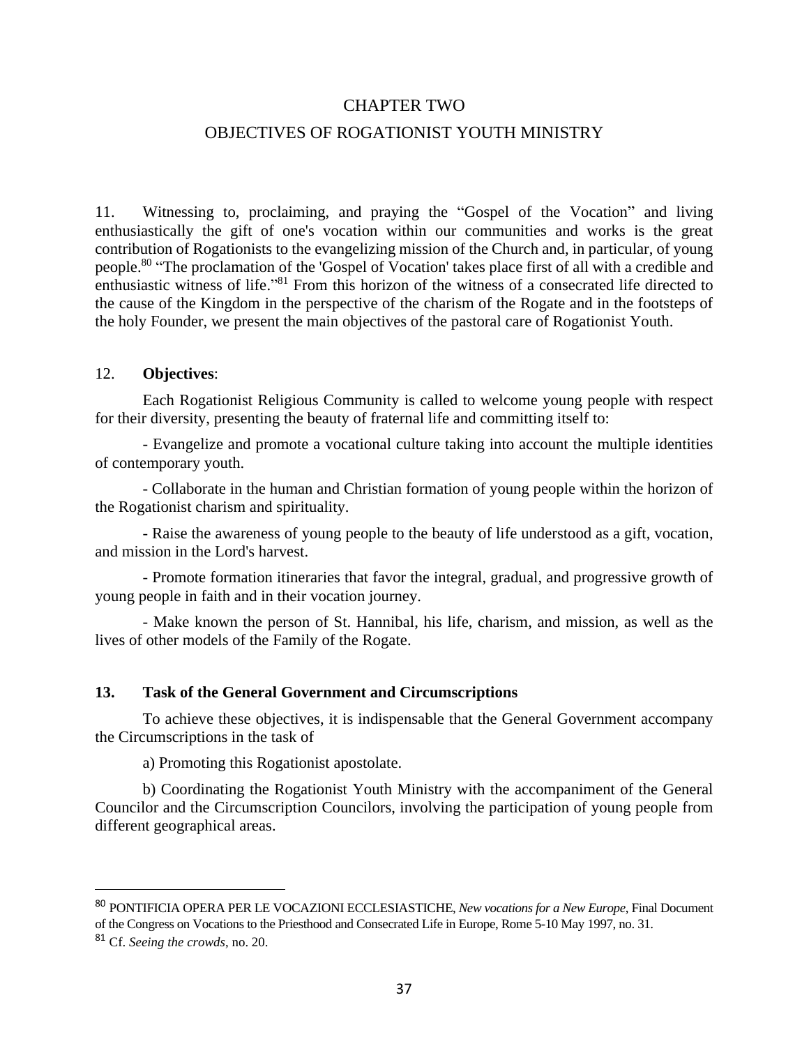# CHAPTER TWO

## OBJECTIVES OF ROGATIONIST YOUTH MINISTRY

11. Witnessing to, proclaiming, and praying the “Gospel of the Vocation” and living enthusiastically the gift of one's vocation within our communities and works is the great contribution of Rogationists to the evangelizing mission of the Church and, in particular, of young people.[80] “The proclamation of the 'Gospel of Vocation' takes place first of all with a credible and enthusiastic witness of life.”[81] From this horizon of the witness of a consecrated life directed to the cause of the Kingdom in the perspective of the charism of the Rogate and in the footsteps of the holy Founder, we present the main objectives of the pastoral care of Rogationist Youth.

12. **Objectives**:

Each Rogationist Religious Community is called to welcome young people with respect for their diversity, presenting the beauty of fraternal life and committing itself to:

- Evangelize and promote a vocational culture taking into account the multiple identities of contemporary youth.
- Collaborate in the human and Christian formation of young people within the horizon of the Rogationist charism and spirituality.
- Raise the awareness of young people to the beauty of life understood as a gift, vocation, and mission in the Lord's harvest.
- Promote formation itineraries that favor the integral, gradual, and progressive growth of young people in faith and in their vocation journey.
- Make known the person of St. Hannibal, his life, charism, and mission, as well as the lives of other models of the Family of the Rogate.

**13. Task of the General Government and Circumscriptions**

To achieve these objectives, it is indispensable that the General Government accompany the Circumscriptions in the task of

a) Promoting this Rogationist apostolate.

b) Coordinating the Rogationist Youth Ministry with the accompaniment of the General Councilor and the Circumscription Councilors, involving the participation of young people from different geographical areas.

---

[80] PONTIFICIA OPERA PER LE VOCAZIONI ECCLESIASTICHE, *New vocations for a New Europe*, Final Document of the Congress on Vocations to the Priesthood and Consecrated Life in Europe, Rome 5-10 May 1997, no. 31.

[81] Cf. *Seeing the crowds*, no. 20.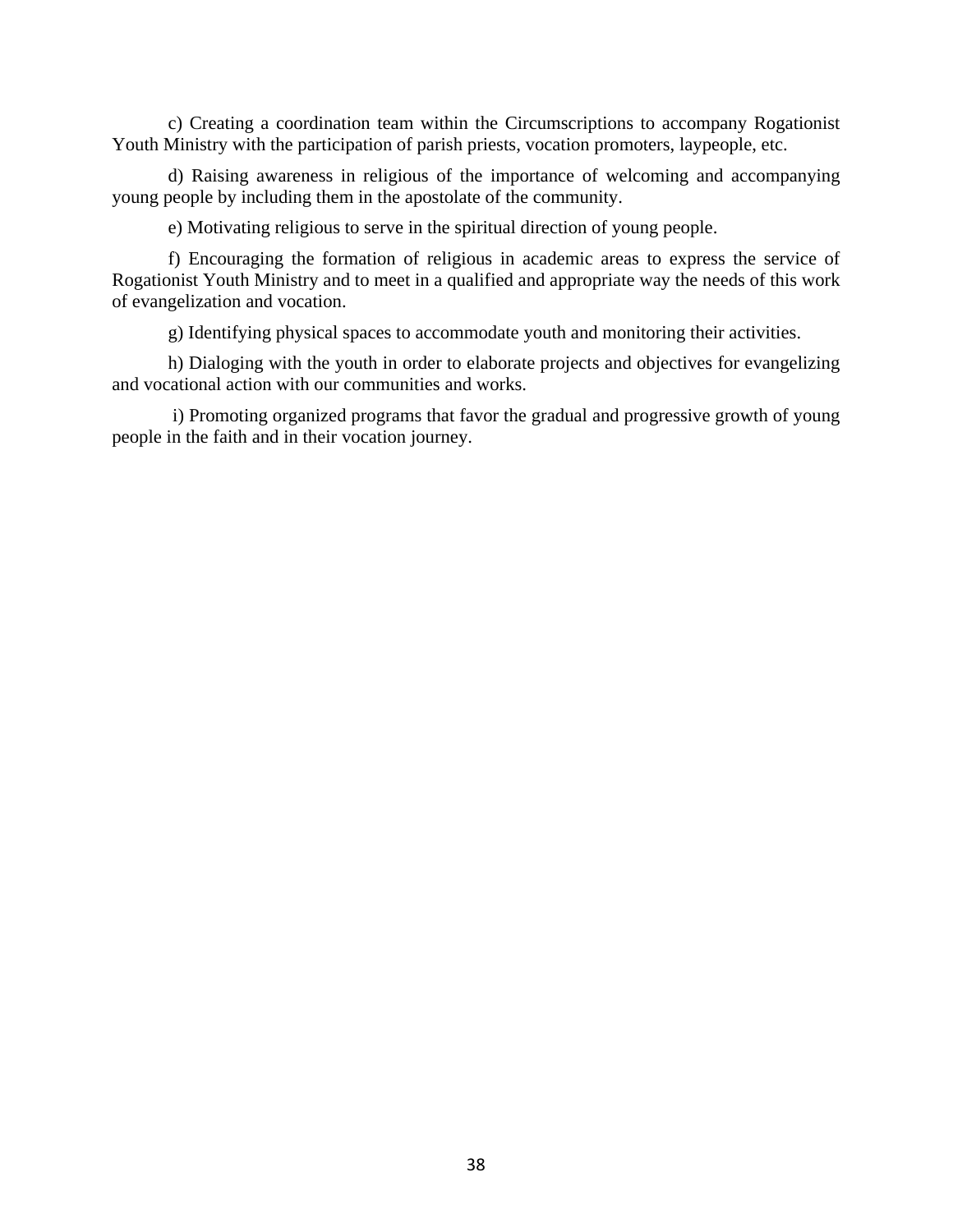c) Creating a coordination team within the Circumscriptions to accompany Rogationist Youth Ministry with the participation of parish priests, vocation promoters, laypeople, etc.

d) Raising awareness in religious of the importance of welcoming and accompanying young people by including them in the apostolate of the community.

e) Motivating religious to serve in the spiritual direction of young people.

f) Encouraging the formation of religious in academic areas to express the service of Rogationist Youth Ministry and to meet in a qualified and appropriate way the needs of this work of evangelization and vocation.

g) Identifying physical spaces to accommodate youth and monitoring their activities.

h) Dialoging with the youth in order to elaborate projects and objectives for evangelizing and vocational action with our communities and works.

i) Promoting organized programs that favor the gradual and progressive growth of young people in the faith and in their vocation journey.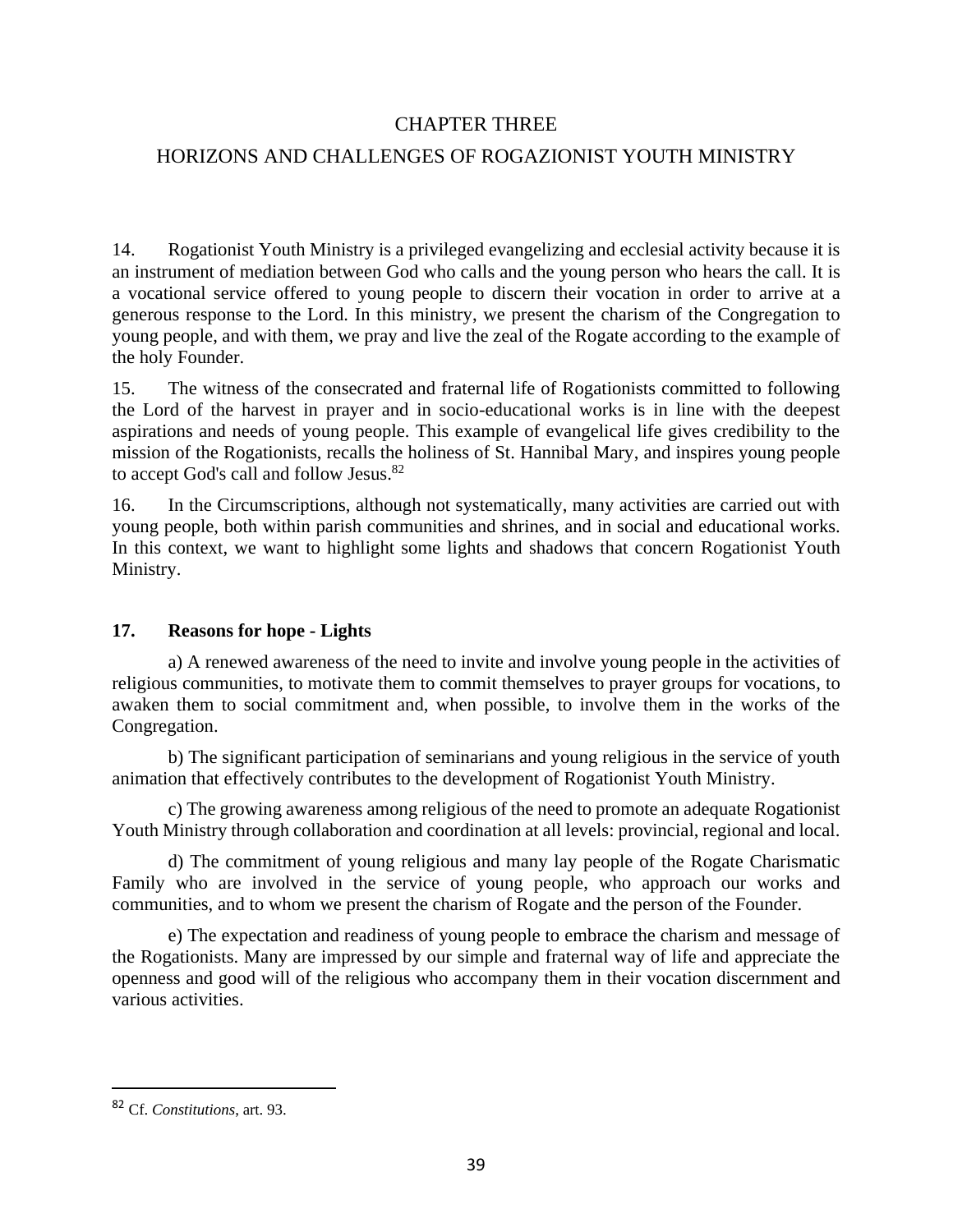# CHAPTER THREE

# HORIZONS AND CHALLENGES OF ROGAZIONIST YOUTH MINISTRY

14. Rogationist Youth Ministry is a privileged evangelizing and ecclesial activity because it is an instrument of mediation between God who calls and the young person who hears the call. It is a vocational service offered to young people to discern their vocation in order to arrive at a generous response to the Lord. In this ministry, we present the charism of the Congregation to young people, and with them, we pray and live the zeal of the Rogate according to the example of the holy Founder.

15. The witness of the consecrated and fraternal life of Rogationists committed to following the Lord of the harvest in prayer and in socio-educational works is in line with the deepest aspirations and needs of young people. This example of evangelical life gives credibility to the mission of the Rogationists, recalls the holiness of St. Hannibal Mary, and inspires young people to accept God's call and follow Jesus.[82]

16. In the Circumscriptions, although not systematically, many activities are carried out with young people, both within parish communities and shrines, and in social and educational works. In this context, we want to highlight some lights and shadows that concern Rogationist Youth Ministry.

### 17. Reasons for hope - Lights

a) A renewed awareness of the need to invite and involve young people in the activities of religious communities, to motivate them to commit themselves to prayer groups for vocations, to awaken them to social commitment and, when possible, to involve them in the works of the Congregation.

b) The significant participation of seminarians and young religious in the service of youth animation that effectively contributes to the development of Rogationist Youth Ministry.

c) The growing awareness among religious of the need to promote an adequate Rogationist Youth Ministry through collaboration and coordination at all levels: provincial, regional and local.

d) The commitment of young religious and many lay people of the Rogate Charismatic Family who are involved in the service of young people, who approach our works and communities, and to whom we present the charism of Rogate and the person of the Founder.

e) The expectation and readiness of young people to embrace the charism and message of the Rogationists. Many are impressed by our simple and fraternal way of life and appreciate the openness and good will of the religious who accompany them in their vocation discernment and various activities.

---

[82] Cf. *Constitutions*, art. 93.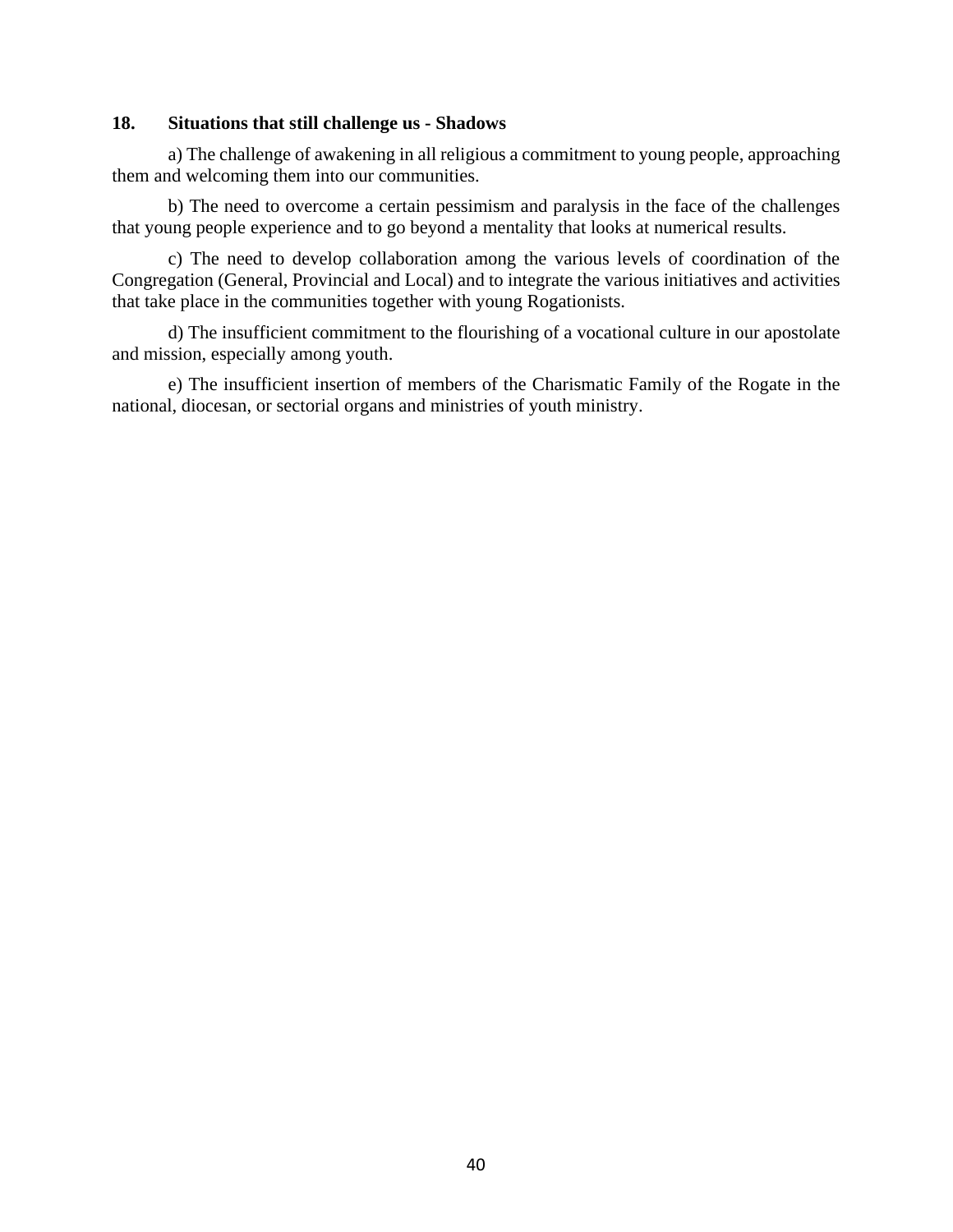**18. Situations that still challenge us - Shadows**

a) The challenge of awakening in all religious a commitment to young people, approaching them and welcoming them into our communities.

b) The need to overcome a certain pessimism and paralysis in the face of the challenges that young people experience and to go beyond a mentality that looks at numerical results.

c) The need to develop collaboration among the various levels of coordination of the Congregation (General, Provincial and Local) and to integrate the various initiatives and activities that take place in the communities together with young Rogationists.

d) The insufficient commitment to the flourishing of a vocational culture in our apostolate and mission, especially among youth.

e) The insufficient insertion of members of the Charismatic Family of the Rogate in the national, diocesan, or sectorial organs and ministries of youth ministry.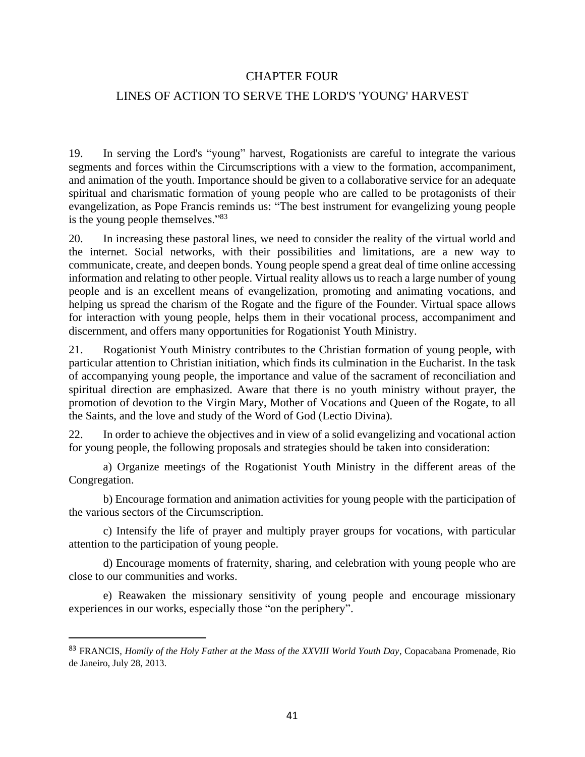# CHAPTER FOUR

## LINES OF ACTION TO SERVE THE LORD'S 'YOUNG' HARVEST

19. In serving the Lord's "young" harvest, Rogationists are careful to integrate the various segments and forces within the Circumscriptions with a view to the formation, accompaniment, and animation of the youth. Importance should be given to a collaborative service for an adequate spiritual and charismatic formation of young people who are called to be protagonists of their evangelization, as Pope Francis reminds us: "The best instrument for evangelizing young people is the young people themselves."[83]

20. In increasing these pastoral lines, we need to consider the reality of the virtual world and the internet. Social networks, with their possibilities and limitations, are a new way to communicate, create, and deepen bonds. Young people spend a great deal of time online accessing information and relating to other people. Virtual reality allows us to reach a large number of young people and is an excellent means of evangelization, promoting and animating vocations, and helping us spread the charism of the Rogate and the figure of the Founder. Virtual space allows for interaction with young people, helps them in their vocational process, accompaniment and discernment, and offers many opportunities for Rogationist Youth Ministry.

21. Rogationist Youth Ministry contributes to the Christian formation of young people, with particular attention to Christian initiation, which finds its culmination in the Eucharist. In the task of accompanying young people, the importance and value of the sacrament of reconciliation and spiritual direction are emphasized. Aware that there is no youth ministry without prayer, the promotion of devotion to the Virgin Mary, Mother of Vocations and Queen of the Rogate, to all the Saints, and the love and study of the Word of God (Lectio Divina).

22. In order to achieve the objectives and in view of a solid evangelizing and vocational action for young people, the following proposals and strategies should be taken into consideration:

a) Organize meetings of the Rogationist Youth Ministry in the different areas of the Congregation.

b) Encourage formation and animation activities for young people with the participation of the various sectors of the Circumscription.

c) Intensify the life of prayer and multiply prayer groups for vocations, with particular attention to the participation of young people.

d) Encourage moments of fraternity, sharing, and celebration with young people who are close to our communities and works.

e) Reawaken the missionary sensitivity of young people and encourage missionary experiences in our works, especially those "on the periphery".

---

[83] FRANCIS, *Homily of the Holy Father at the Mass of the XXVIII World Youth Day*, Copacabana Promenade, Rio de Janeiro, July 28, 2013.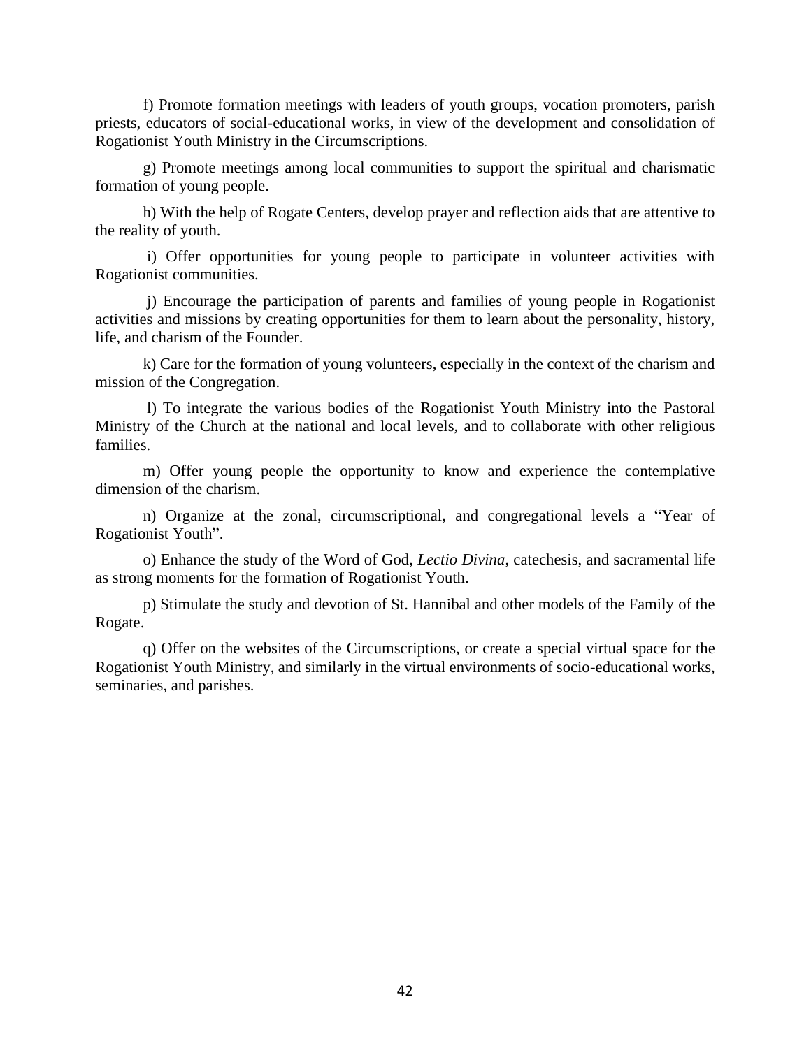f) Promote formation meetings with leaders of youth groups, vocation promoters, parish priests, educators of social-educational works, in view of the development and consolidation of Rogationist Youth Ministry in the Circumscriptions.

g) Promote meetings among local communities to support the spiritual and charismatic formation of young people.

h) With the help of Rogate Centers, develop prayer and reflection aids that are attentive to the reality of youth.

i) Offer opportunities for young people to participate in volunteer activities with Rogationist communities.

j) Encourage the participation of parents and families of young people in Rogationist activities and missions by creating opportunities for them to learn about the personality, history, life, and charism of the Founder.

k) Care for the formation of young volunteers, especially in the context of the charism and mission of the Congregation.

l) To integrate the various bodies of the Rogationist Youth Ministry into the Pastoral Ministry of the Church at the national and local levels, and to collaborate with other religious families.

m) Offer young people the opportunity to know and experience the contemplative dimension of the charism.

n) Organize at the zonal, circumscriptional, and congregational levels a "Year of Rogationist Youth".

o) Enhance the study of the Word of God, *Lectio Divina*, catechesis, and sacramental life as strong moments for the formation of Rogationist Youth.

p) Stimulate the study and devotion of St. Hannibal and other models of the Family of the Rogate.

q) Offer on the websites of the Circumscriptions, or create a special virtual space for the Rogationist Youth Ministry, and similarly in the virtual environments of socio-educational works, seminaries, and parishes.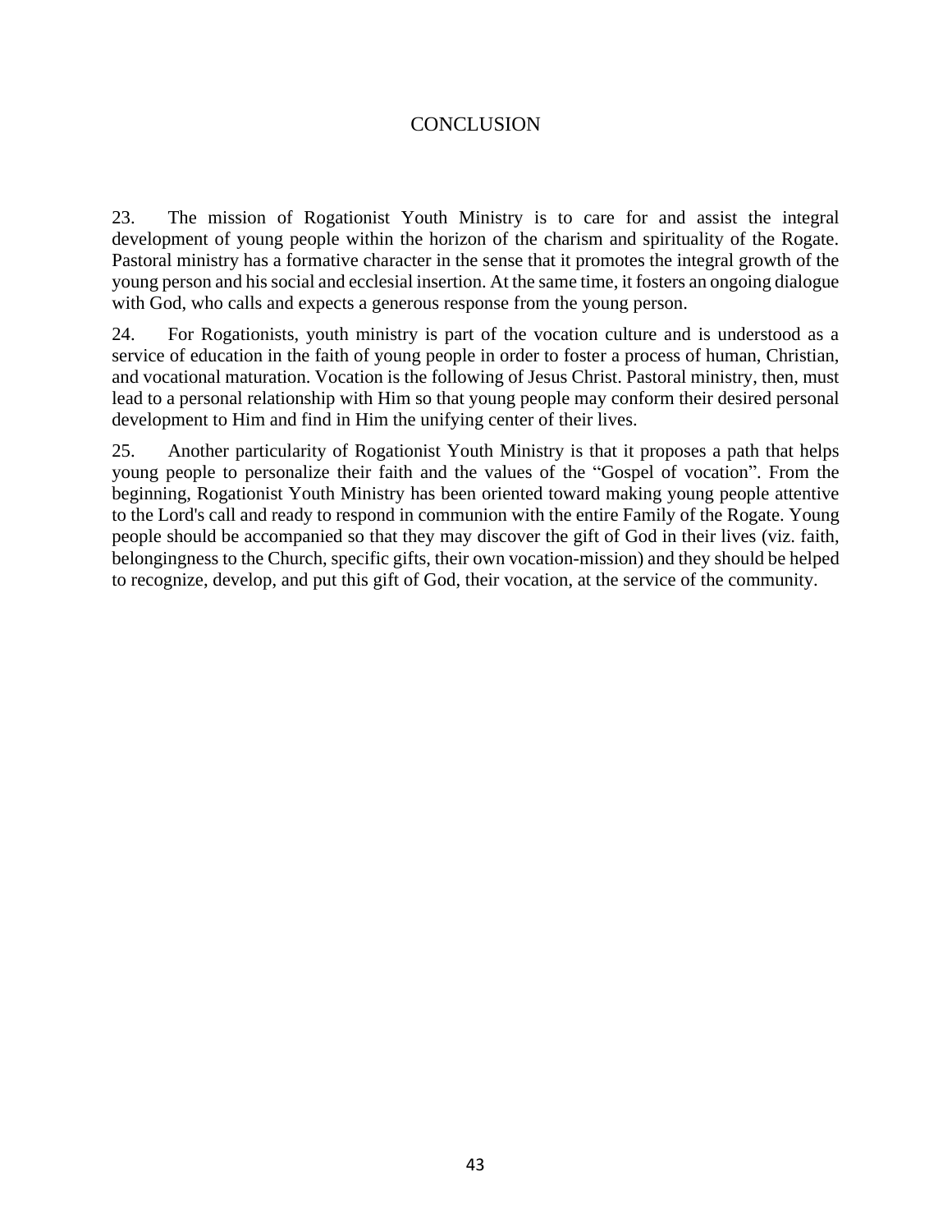# CONCLUSION

23. The mission of Rogationist Youth Ministry is to care for and assist the integral development of young people within the horizon of the charism and spirituality of the Rogate. Pastoral ministry has a formative character in the sense that it promotes the integral growth of the young person and his social and ecclesial insertion. At the same time, it fosters an ongoing dialogue with God, who calls and expects a generous response from the young person.

24. For Rogationists, youth ministry is part of the vocation culture and is understood as a service of education in the faith of young people in order to foster a process of human, Christian, and vocational maturation. Vocation is the following of Jesus Christ. Pastoral ministry, then, must lead to a personal relationship with Him so that young people may conform their desired personal development to Him and find in Him the unifying center of their lives.

25. Another particularity of Rogationist Youth Ministry is that it proposes a path that helps young people to personalize their faith and the values of the "Gospel of vocation". From the beginning, Rogationist Youth Ministry has been oriented toward making young people attentive to the Lord's call and ready to respond in communion with the entire Family of the Rogate. Young people should be accompanied so that they may discover the gift of God in their lives (viz. faith, belongingness to the Church, specific gifts, their own vocation-mission) and they should be helped to recognize, develop, and put this gift of God, their vocation, at the service of the community.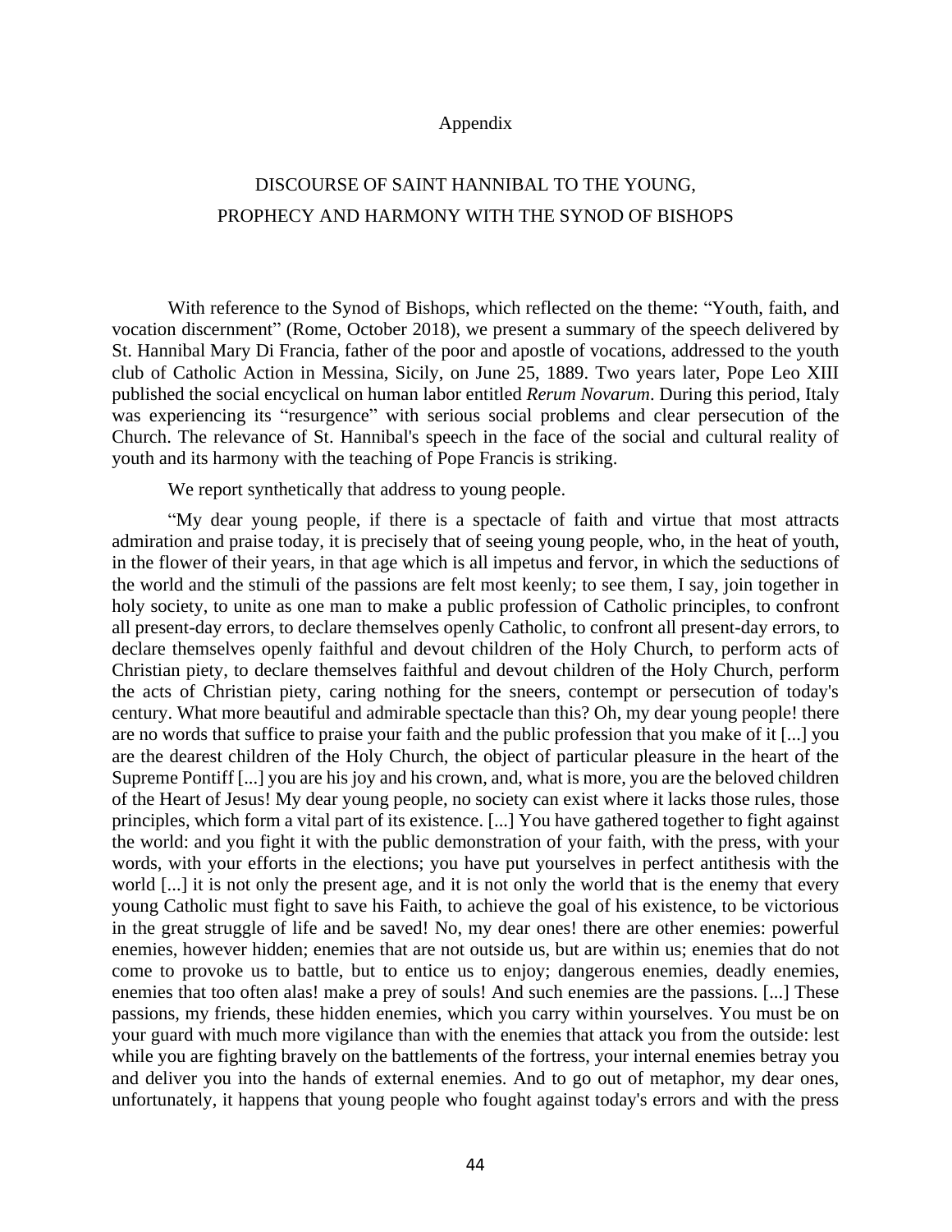## Appendix

## DISCOURSE OF SAINT HANNIBAL TO THE YOUNG, PROPHECY AND HARMONY WITH THE SYNOD OF BISHOPS

With reference to the Synod of Bishops, which reflected on the theme: "Youth, faith, and vocation discernment" (Rome, October 2018), we present a summary of the speech delivered by St. Hannibal Mary Di Francia, father of the poor and apostle of vocations, addressed to the youth club of Catholic Action in Messina, Sicily, on June 25, 1889. Two years later, Pope Leo XIII published the social encyclical on human labor entitled *Rerum Novarum*. During this period, Italy was experiencing its "resurgence" with serious social problems and clear persecution of the Church. The relevance of St. Hannibal's speech in the face of the social and cultural reality of youth and its harmony with the teaching of Pope Francis is striking.

We report synthetically that address to young people.

"My dear young people, if there is a spectacle of faith and virtue that most attracts admiration and praise today, it is precisely that of seeing young people, who, in the heat of youth, in the flower of their years, in that age which is all impetus and fervor, in which the seductions of the world and the stimuli of the passions are felt most keenly; to see them, I say, join together in holy society, to unite as one man to make a public profession of Catholic principles, to confront all present-day errors, to declare themselves openly Catholic, to confront all present-day errors, to declare themselves openly faithful and devout children of the Holy Church, to perform acts of Christian piety, to declare themselves faithful and devout children of the Holy Church, perform the acts of Christian piety, caring nothing for the sneers, contempt or persecution of today's century. What more beautiful and admirable spectacle than this? Oh, my dear young people! there are no words that suffice to praise your faith and the public profession that you make of it [...] you are the dearest children of the Holy Church, the object of particular pleasure in the heart of the Supreme Pontiff [...] you are his joy and his crown, and, what is more, you are the beloved children of the Heart of Jesus! My dear young people, no society can exist where it lacks those rules, those principles, which form a vital part of its existence. [...] You have gathered together to fight against the world: and you fight it with the public demonstration of your faith, with the press, with your words, with your efforts in the elections; you have put yourselves in perfect antithesis with the world [...] it is not only the present age, and it is not only the world that is the enemy that every young Catholic must fight to save his Faith, to achieve the goal of his existence, to be victorious in the great struggle of life and be saved! No, my dear ones! there are other enemies: powerful enemies, however hidden; enemies that are not outside us, but are within us; enemies that do not come to provoke us to battle, but to entice us to enjoy; dangerous enemies, deadly enemies, enemies that too often alas! make a prey of souls! And such enemies are the passions. [...] These passions, my friends, these hidden enemies, which you carry within yourselves. You must be on your guard with much more vigilance than with the enemies that attack you from the outside: lest while you are fighting bravely on the battlements of the fortress, your internal enemies betray you and deliver you into the hands of external enemies. And to go out of metaphor, my dear ones, unfortunately, it happens that young people who fought against today's errors and with the press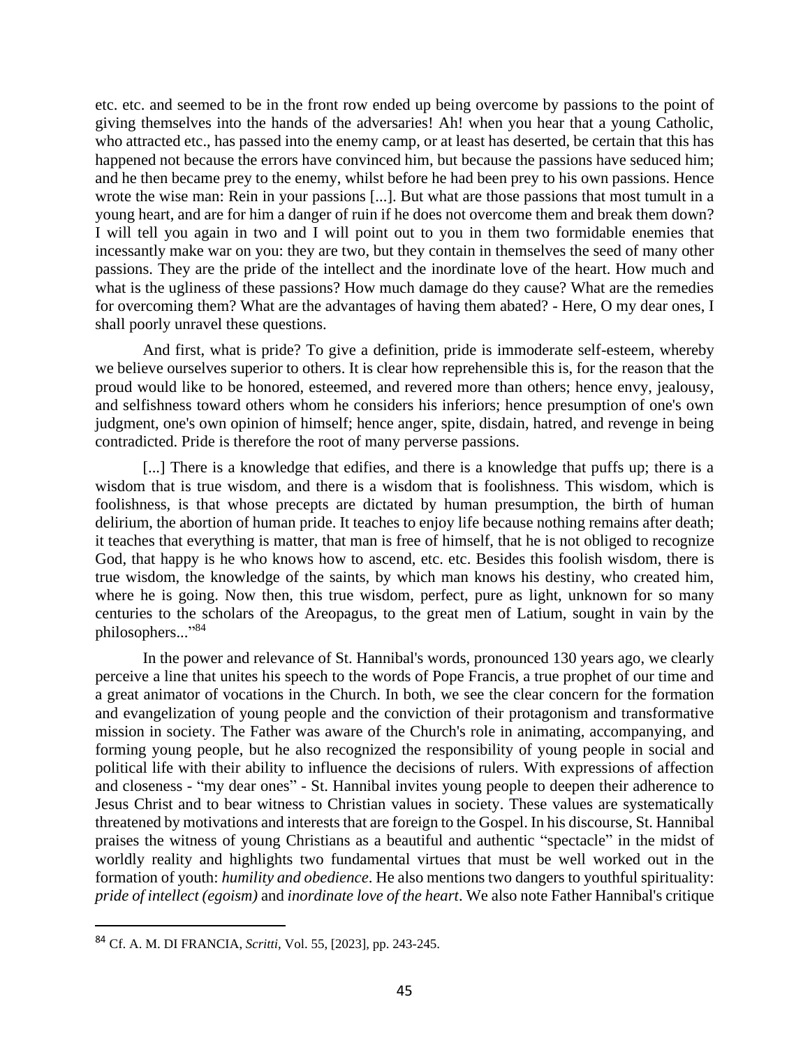etc. etc. and seemed to be in the front row ended up being overcome by passions to the point of giving themselves into the hands of the adversaries! Ah! when you hear that a young Catholic, who attracted etc., has passed into the enemy camp, or at least has deserted, be certain that this has happened not because the errors have convinced him, but because the passions have seduced him; and he then became prey to the enemy, whilst before he had been prey to his own passions. Hence wrote the wise man: Rein in your passions [...]. But what are those passions that most tumult in a young heart, and are for him a danger of ruin if he does not overcome them and break them down? I will tell you again in two and I will point out to you in them two formidable enemies that incessantly make war on you: they are two, but they contain in themselves the seed of many other passions. They are the pride of the intellect and the inordinate love of the heart. How much and what is the ugliness of these passions? How much damage do they cause? What are the remedies for overcoming them? What are the advantages of having them abated? - Here, O my dear ones, I shall poorly unravel these questions.

And first, what is pride? To give a definition, pride is immoderate self-esteem, whereby we believe ourselves superior to others. It is clear how reprehensible this is, for the reason that the proud would like to be honored, esteemed, and revered more than others; hence envy, jealousy, and selfishness toward others whom he considers his inferiors; hence presumption of one's own judgment, one's own opinion of himself; hence anger, spite, disdain, hatred, and revenge in being contradicted. Pride is therefore the root of many perverse passions.

[...] There is a knowledge that edifies, and there is a knowledge that puffs up; there is a wisdom that is true wisdom, and there is a wisdom that is foolishness. This wisdom, which is foolishness, is that whose precepts are dictated by human presumption, the birth of human delirium, the abortion of human pride. It teaches to enjoy life because nothing remains after death; it teaches that everything is matter, that man is free of himself, that he is not obliged to recognize God, that happy is he who knows how to ascend, etc. etc. Besides this foolish wisdom, there is true wisdom, the knowledge of the saints, by which man knows his destiny, who created him, where he is going. Now then, this true wisdom, perfect, pure as light, unknown for so many centuries to the scholars of the Areopagus, to the great men of Latium, sought in vain by the philosophers..."[84]

In the power and relevance of St. Hannibal's words, pronounced 130 years ago, we clearly perceive a line that unites his speech to the words of Pope Francis, a true prophet of our time and a great animator of vocations in the Church. In both, we see the clear concern for the formation and evangelization of young people and the conviction of their protagonism and transformative mission in society. The Father was aware of the Church's role in animating, accompanying, and forming young people, but he also recognized the responsibility of young people in social and political life with their ability to influence the decisions of rulers. With expressions of affection and closeness - "my dear ones" - St. Hannibal invites young people to deepen their adherence to Jesus Christ and to bear witness to Christian values in society. These values are systematically threatened by motivations and interests that are foreign to the Gospel. In his discourse, St. Hannibal praises the witness of young Christians as a beautiful and authentic "spectacle" in the midst of worldly reality and highlights two fundamental virtues that must be well worked out in the formation of youth: *humility and obedience*. He also mentions two dangers to youthful spirituality: *pride of intellect (egoism)* and *inordinate love of the heart*. We also note Father Hannibal's critique

---

[84] Cf. A. M. DI FRANCIA, *Scritti*, Vol. 55, [2023], pp. 243-245.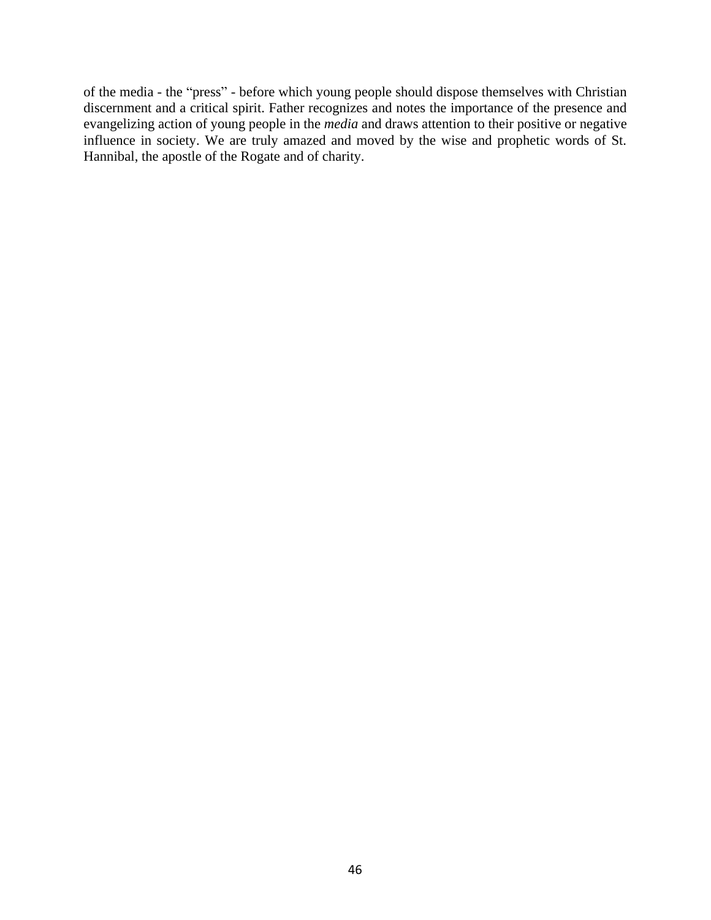of the media - the “press” - before which young people should dispose themselves with Christian discernment and a critical spirit. Father recognizes and notes the importance of the presence and evangelizing action of young people in the *media* and draws attention to their positive or negative influence in society. We are truly amazed and moved by the wise and prophetic words of St. Hannibal, the apostle of the Rogate and of charity.